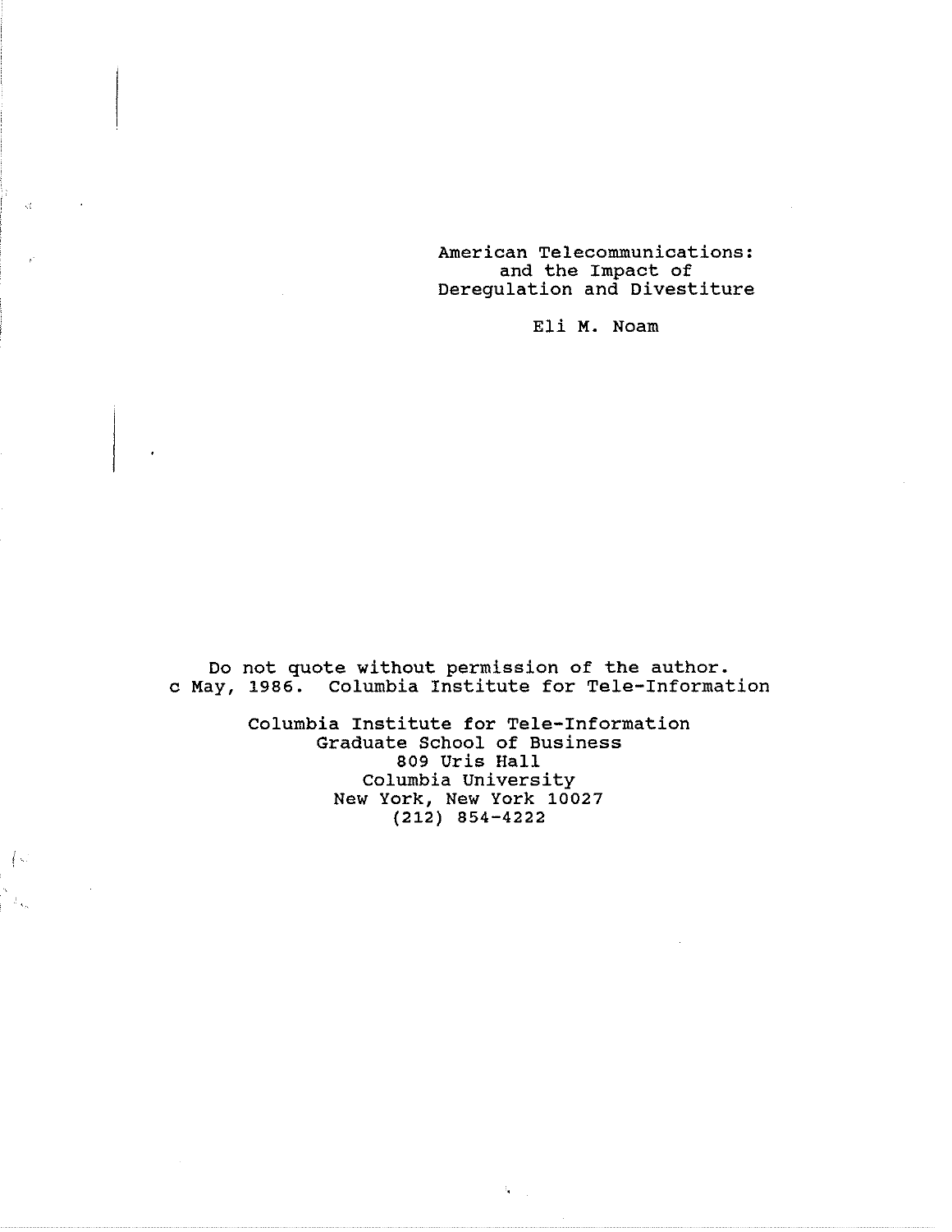# American Telecommunications: and the Impact of Deregulation and Divestiture

Eli M. Noam

Do not quote without permission of the author.
c May, 1986. Columbia Institute for Tele-Information

Columbia Institute for Tele-Information
Graduate School of Business
809 Uris Hall
Columbia University
New York, New York 10027
(212) 854-4222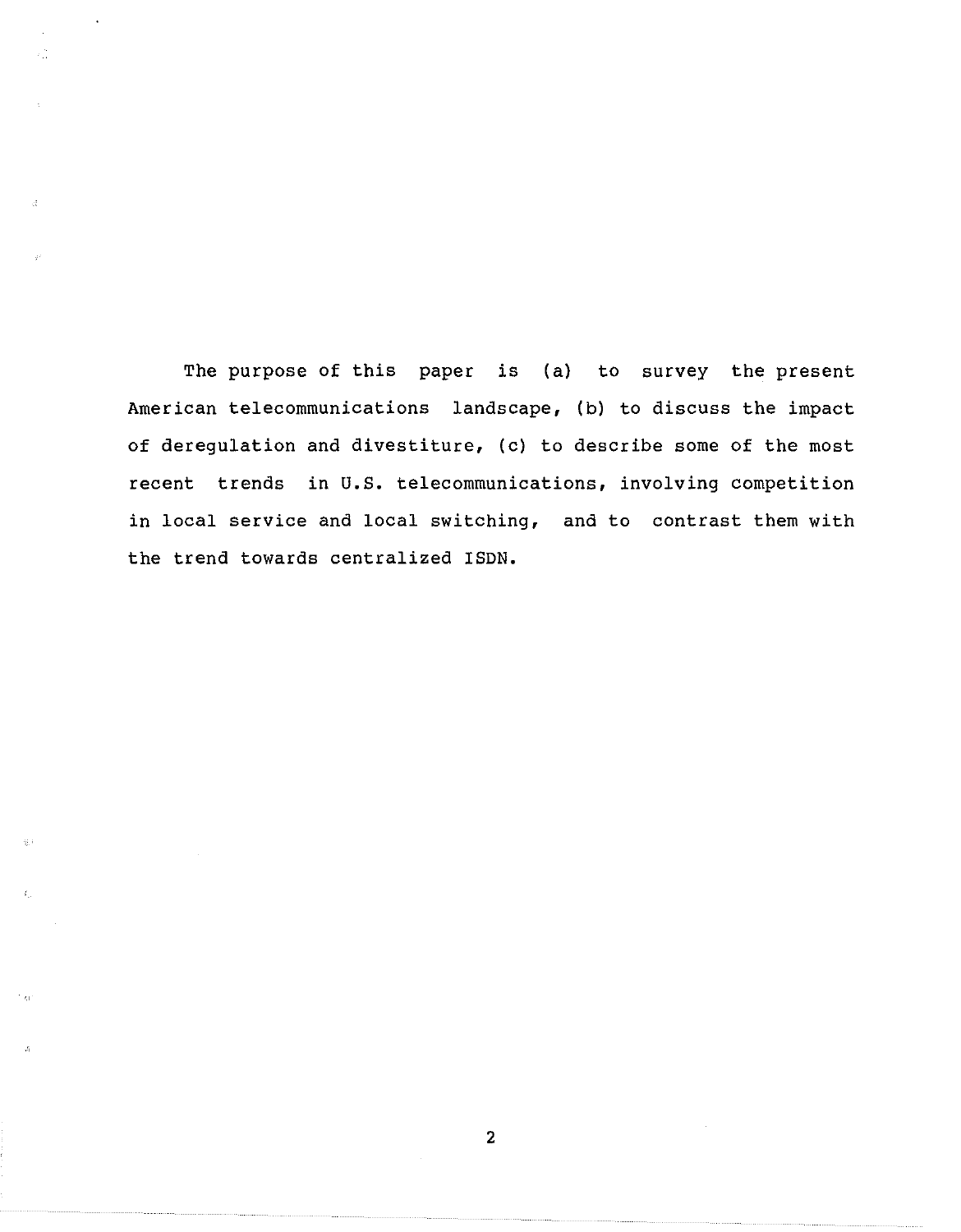The purpose of this paper is (a) to survey the present American telecommunications landscape, (b) to discuss the impact of deregulation and divestiture, (c) to describe some of the most recent trends in U.S. telecommunications, involving competition in local service and local switching, and to contrast them with the trend towards centralized ISDN.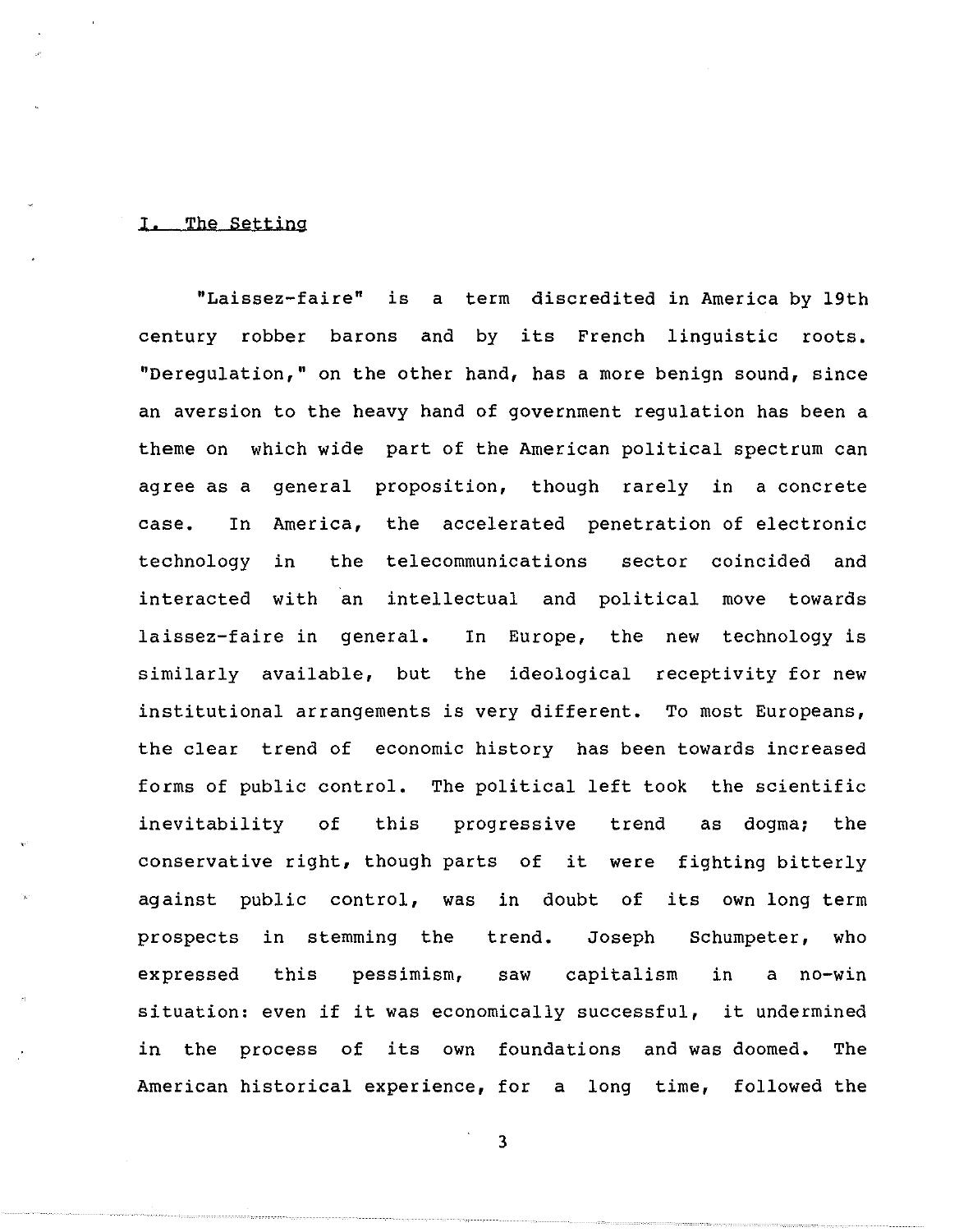## I. The Setting

"Laissez-faire" is a term discredited in America by 19th century robber barons and by its French linguistic roots. "Deregulation," on the other hand, has a more benign sound, since an aversion to the heavy hand of government regulation has been a theme on which wide part of the American political spectrum can agree as a general proposition, though rarely in a concrete case. In America, the accelerated penetration of electronic technology in the telecommunications sector coincided and interacted with an intellectual and political move towards laissez-faire in general. In Europe, the new technology is similarly available, but the ideological receptivity for new institutional arrangements is very different. To most Europeans, the clear trend of economic history has been towards increased forms of public control. The political left took the scientific inevitability of this progressive trend as dogma; the conservative right, though parts of it were fighting bitterly against public control, was in doubt of its own long term prospects in stemming the trend. Joseph Schumpeter, who expressed this pessimism, saw capitalism in a no-win situation: even if it was economically successful, it undermined in the process of its own foundations and was doomed. The American historical experience, for a long time, followed the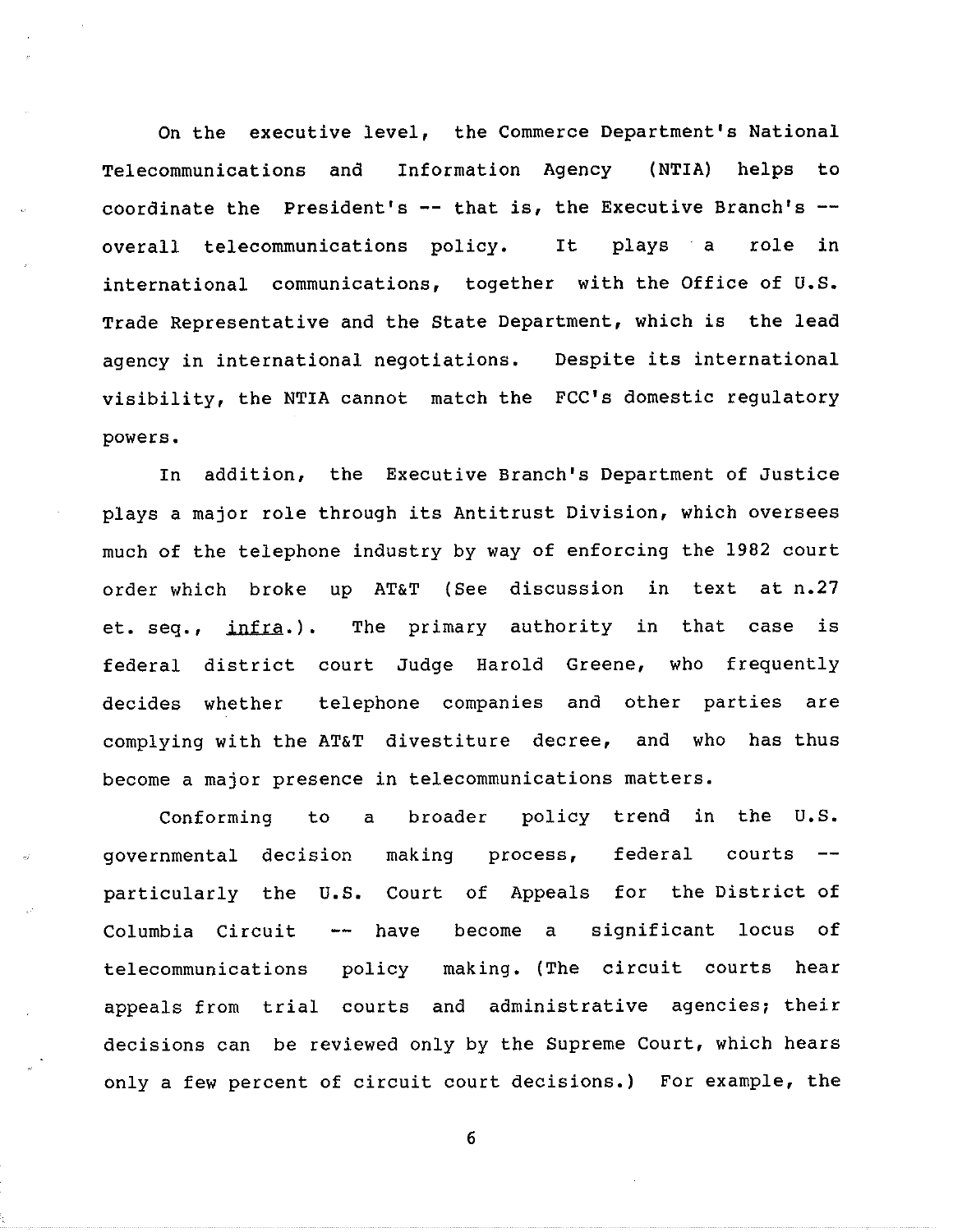On the executive level, the Commerce Department's National Telecommunications and Information Agency (NTIA) helps to coordinate the President's -- that is, the Executive Branch's -- overall telecommunications policy. It plays a role in international communications, together with the Office of U.S. Trade Representative and the State Department, which is the lead agency in international negotiations. Despite its international visibility, the NTIA cannot match the FCC's domestic regulatory powers.

In addition, the Executive Branch's Department of Justice plays a major role through its Antitrust Division, which oversees much of the telephone industry by way of enforcing the 1982 court order which broke up AT&T (See discussion in text at n.27 et. seq., <u>infra</u>.). The primary authority in that case is federal district court Judge Harold Greene, who frequently decides whether telephone companies and other parties are complying with the AT&T divestiture decree, and who has thus become a major presence in telecommunications matters.

Conforming to a broader policy trend in the U.S. governmental decision making process, federal courts -- particularly the U.S. Court of Appeals for the District of Columbia Circuit -- have become a significant locus of telecommunications policy making. (The circuit courts hear appeals from trial courts and administrative agencies; their decisions can be reviewed only by the Supreme Court, which hears only a few percent of circuit court decisions.) For example, the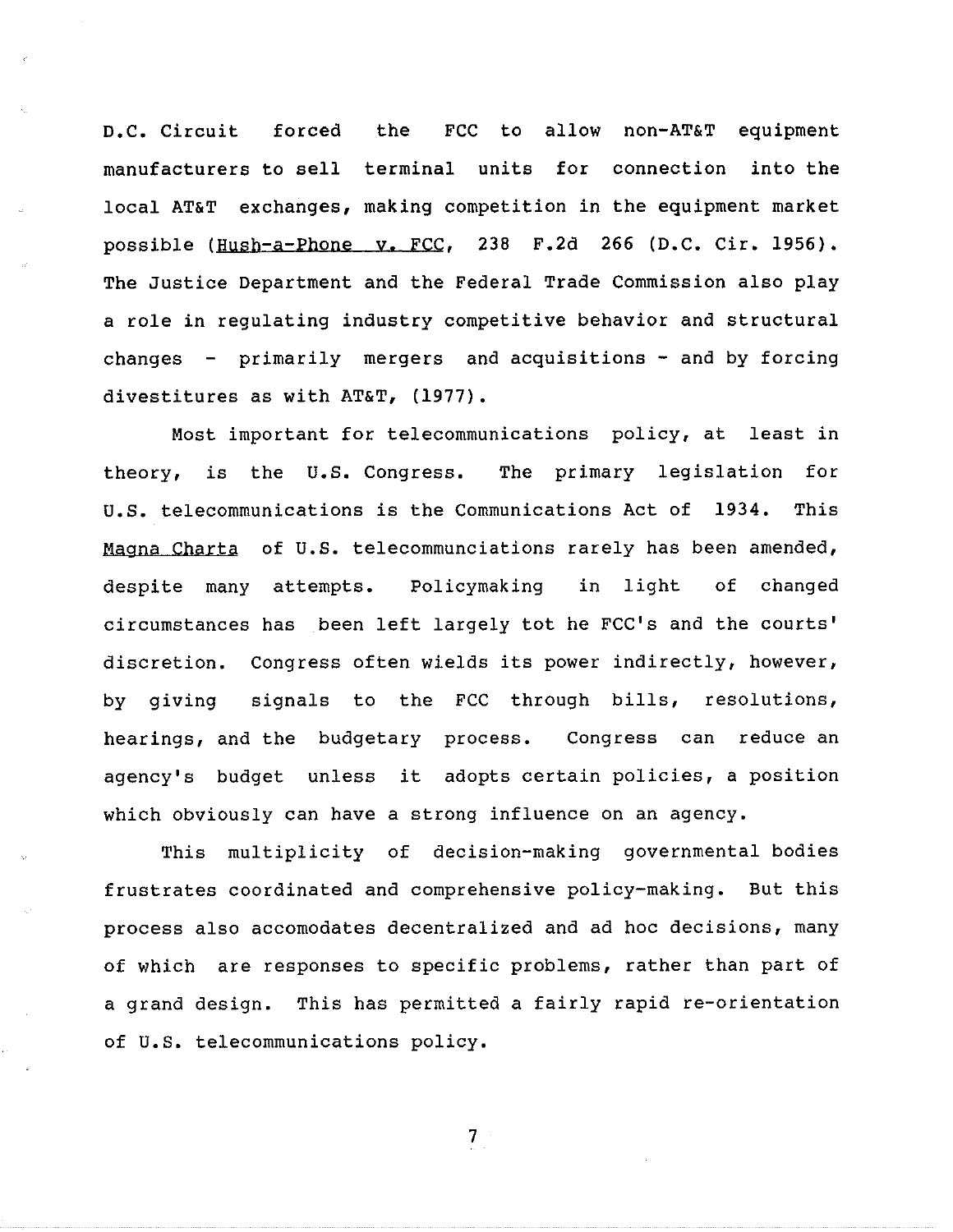D.C. Circuit forced the FCC to allow non-AT&T equipment manufacturers to sell terminal units for connection into the local AT&T exchanges, making competition in the equipment market possible (<u>Hush-a-Phone v. FCC</u>, 238 F.2d 266 (D.C. Cir. 1956). The Justice Department and the Federal Trade Commission also play a role in regulating industry competitive behavior and structural changes - primarily mergers and acquisitions - and by forcing divestitures as with AT&T, (1977).

Most important for telecommunications policy, at least in theory, is the U.S. Congress. The primary legislation for U.S. telecommunications is the Communications Act of 1934. This <u>Magna Charta</u> of U.S. telecommunciations rarely has been amended, despite many attempts. Policymaking in light of changed circumstances has been left largely tot he FCC's and the courts' discretion. Congress often wields its power indirectly, however, by giving signals to the FCC through bills, resolutions, hearings, and the budgetary process. Congress can reduce an agency's budget unless it adopts certain policies, a position which obviously can have a strong influence on an agency.

This multiplicity of decision-making governmental bodies frustrates coordinated and comprehensive policy-making. But this process also accomodates decentralized and ad hoc decisions, many of which are responses to specific problems, rather than part of a grand design. This has permitted a fairly rapid re-orientation of U.S. telecommunications policy.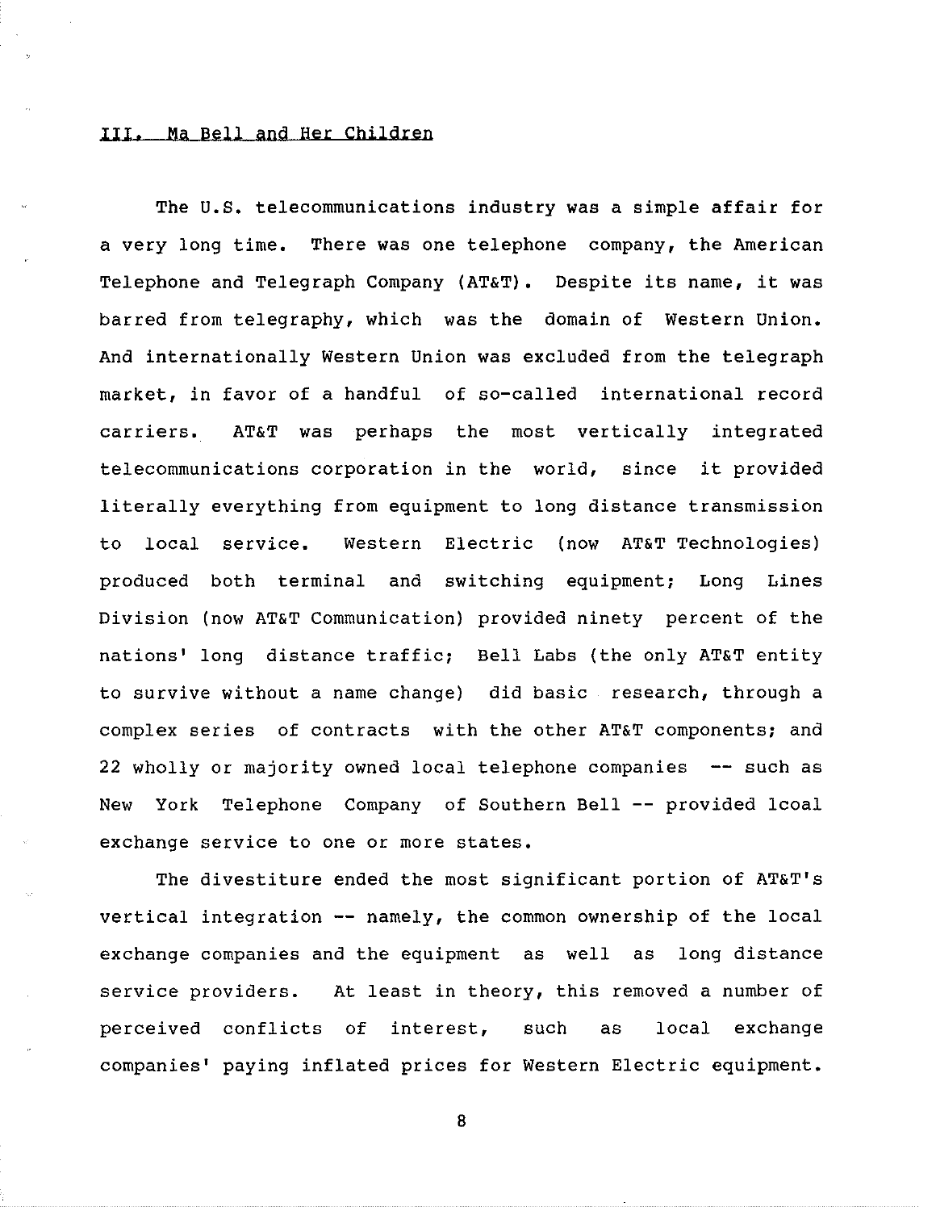## III. Ma Bell and Her Children

The U.S. telecommunications industry was a simple affair for a very long time. There was one telephone company, the American Telephone and Telegraph Company (AT&T). Despite its name, it was barred from telegraphy, which was the domain of Western Union. And internationally Western Union was excluded from the telegraph market, in favor of a handful of so-called international record carriers. AT&T was perhaps the most vertically integrated telecommunications corporation in the world, since it provided literally everything from equipment to long distance transmission to local service. Western Electric (now AT&T Technologies) produced both terminal and switching equipment; Long Lines Division (now AT&T Communication) provided ninety percent of the nations' long distance traffic; Bell Labs (the only AT&T entity to survive without a name change) did basic research, through a complex series of contracts with the other AT&T components; and 22 wholly or majority owned local telephone companies -- such as New York Telephone Company of Southern Bell -- provided lcoal exchange service to one or more states.

The divestiture ended the most significant portion of AT&T's vertical integration -- namely, the common ownership of the local exchange companies and the equipment as well as long distance service providers. At least in theory, this removed a number of perceived conflicts of interest, such as local exchange companies' paying inflated prices for Western Electric equipment.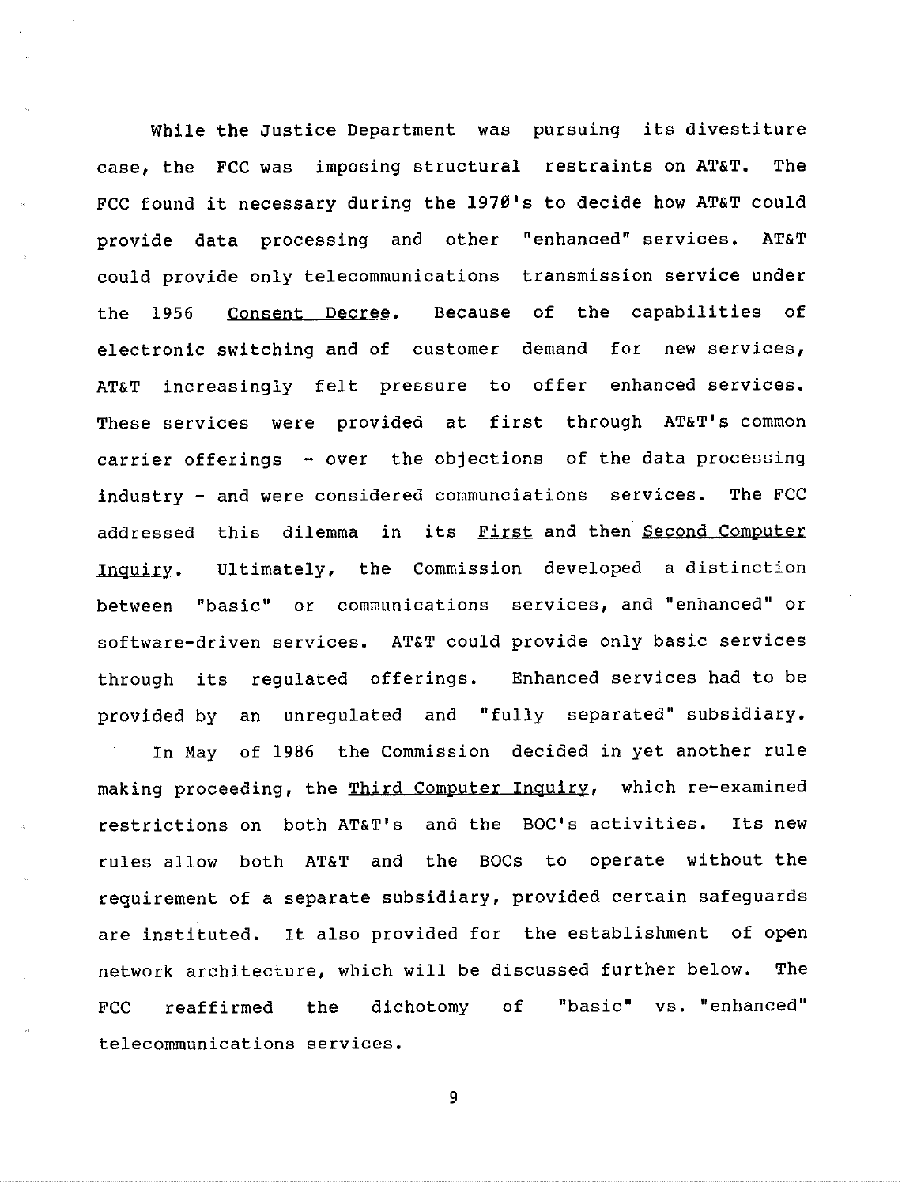While the Justice Department was pursuing its divestiture case, the FCC was imposing structural restraints on AT&T. The FCC found it necessary during the 1970's to decide how AT&T could provide data processing and other "enhanced" services. AT&T could provide only telecommunications transmission service under the 1956 Consent Decree. Because of the capabilities of electronic switching and of customer demand for new services, AT&T increasingly felt pressure to offer enhanced services. These services were provided at first through AT&T's common carrier offerings - over the objections of the data processing industry - and were considered communciations services. The FCC addressed this dilemma in its First and then Second Computer Inquiry. Ultimately, the Commission developed a distinction between "basic" or communications services, and "enhanced" or software-driven services. AT&T could provide only basic services through its regulated offerings. Enhanced services had to be provided by an unregulated and "fully separated" subsidiary.

In May of 1986 the Commission decided in yet another rule making proceeding, the Third Computer Inquiry, which re-examined restrictions on both AT&T's and the BOC's activities. Its new rules allow both AT&T and the BOCs to operate without the requirement of a separate subsidiary, provided certain safeguards are instituted. It also provided for the establishment of open network architecture, which will be discussed further below. The FCC reaffirmed the dichotomy of "basic" vs. "enhanced" telecommunications services.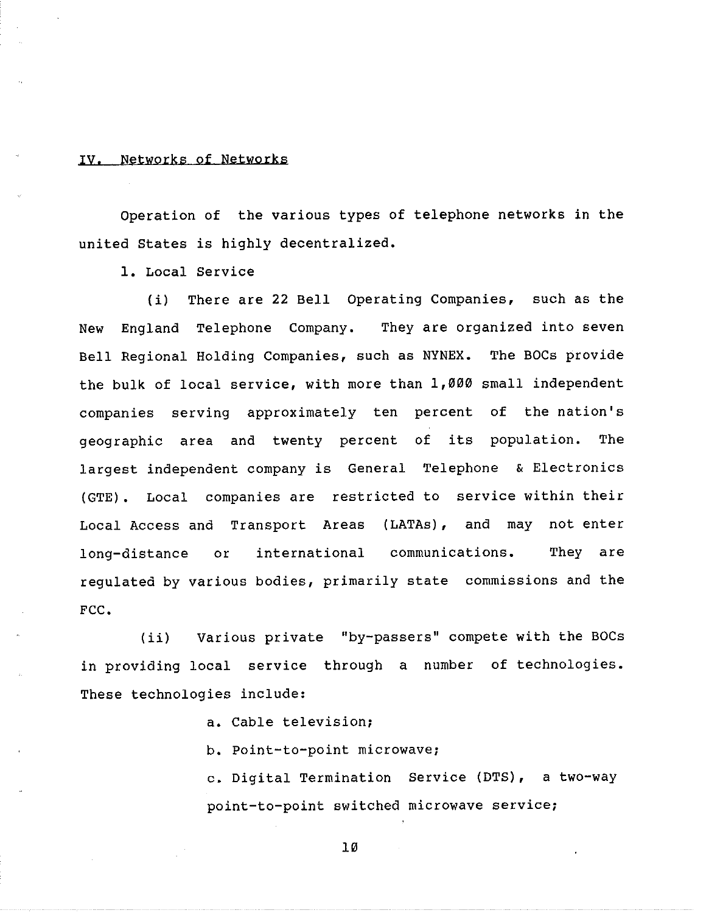## IV. Networks of Networks

Operation of the various types of telephone networks in the united States is highly decentralized.

1. Local Service

(i) There are 22 Bell Operating Companies, such as the New England Telephone Company. They are organized into seven Bell Regional Holding Companies, such as NYNEX. The BOCs provide the bulk of local service, with more than 1,000 small independent companies serving approximately ten percent of the nation's geographic area and twenty percent of its population. The largest independent company is General Telephone & Electronics (GTE). Local companies are restricted to service within their Local Access and Transport Areas (LATAs), and may not enter long-distance or international communications. They are regulated by various bodies, primarily state commissions and the FCC.

(ii) Various private "by-passers" compete with the BOCs in providing local service through a number of technologies. These technologies include:

a. Cable television;

b. Point-to-point microwave;

c. Digital Termination Service (DTS), a two-way point-to-point switched microwave service;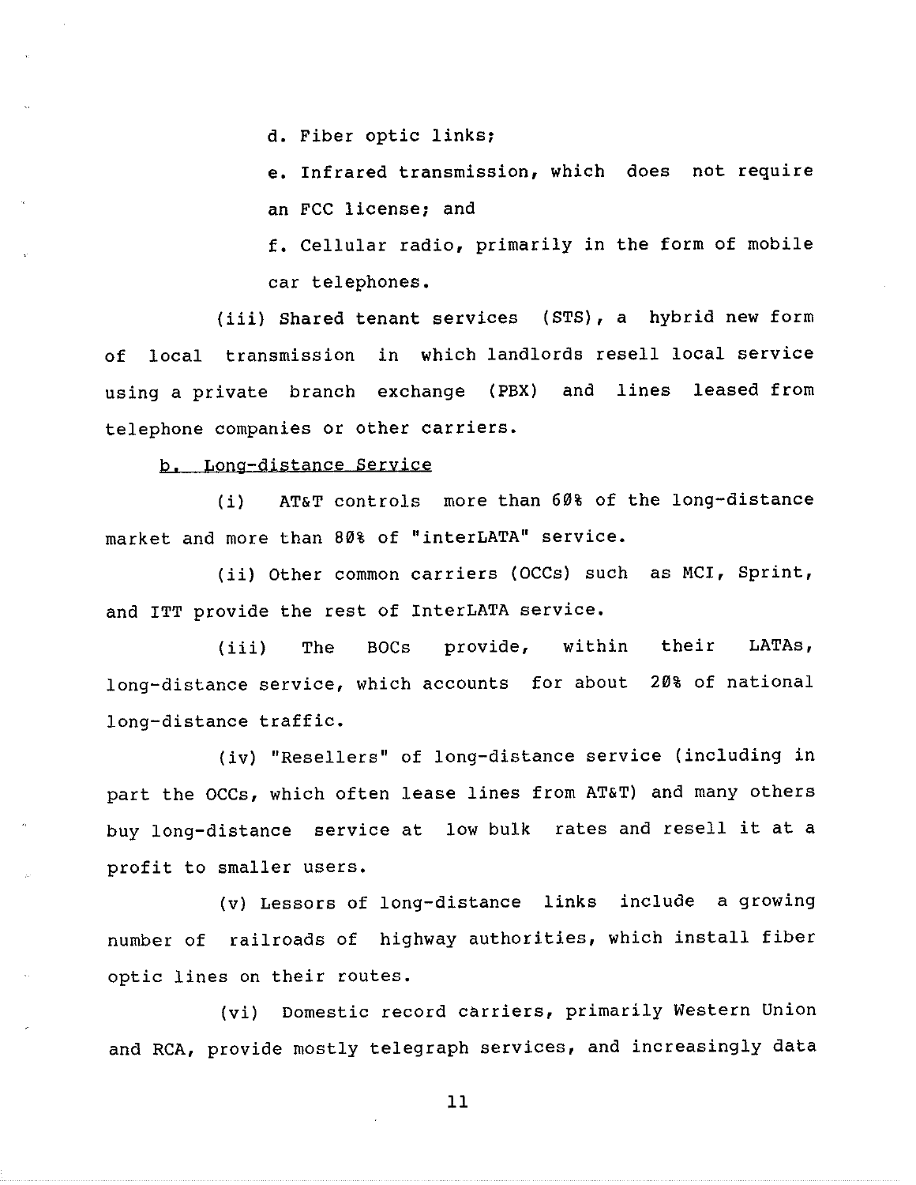d. Fiber optic links;

e. Infrared transmission, which does not require an FCC license; and

f. Cellular radio, primarily in the form of mobile car telephones.

(iii) Shared tenant services (STS), a hybrid new form of local transmission in which landlords resell local service using a private branch exchange (PBX) and lines leased from telephone companies or other carriers.

b. Long-distance Service

(i) AT&T controls more than 60% of the long-distance market and more than 80% of "interLATA" service.

(ii) Other common carriers (OCCs) such as MCI, Sprint, and ITT provide the rest of InterLATA service.

(iii) The BOCs provide, within their LATAs, long-distance service, which accounts for about 20% of national long-distance traffic.

(iv) "Resellers" of long-distance service (including in part the OCCs, which often lease lines from AT&T) and many others buy long-distance service at low bulk rates and resell it at a profit to smaller users.

(v) Lessors of long-distance links include a growing number of railroads of highway authorities, which install fiber optic lines on their routes.

(vi) Domestic record carriers, primarily Western Union and RCA, provide mostly telegraph services, and increasingly data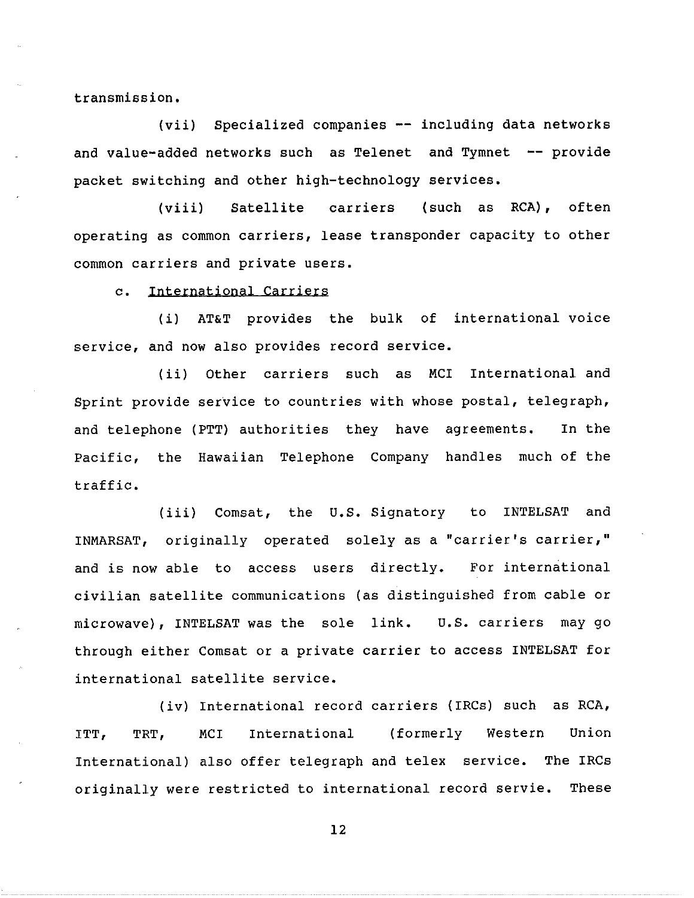transmission.

(vii) Specialized companies -- including data networks and value-added networks such as Telenet and Tymnet -- provide packet switching and other high-technology services.

(viii) Satellite carriers (such as RCA), often operating as common carriers, lease transponder capacity to other common carriers and private users.

c. <u>International Carriers</u>

(i) AT&T provides the bulk of international voice service, and now also provides record service.

(ii) Other carriers such as MCI International and Sprint provide service to countries with whose postal, telegraph, and telephone (PTT) authorities they have agreements. In the Pacific, the Hawaiian Telephone Company handles much of the traffic.

(iii) Comsat, the U.S. Signatory to INTELSAT and INMARSAT, originally operated solely as a "carrier's carrier," and is now able to access users directly. For international civilian satellite communications (as distinguished from cable or microwave), INTELSAT was the sole link. U.S. carriers may go through either Comsat or a private carrier to access INTELSAT for international satellite service.

(iv) International record carriers (IRCs) such as RCA, ITT, TRT, MCI International (formerly Western Union International) also offer telegraph and telex service. The IRCs originally were restricted to international record servie. These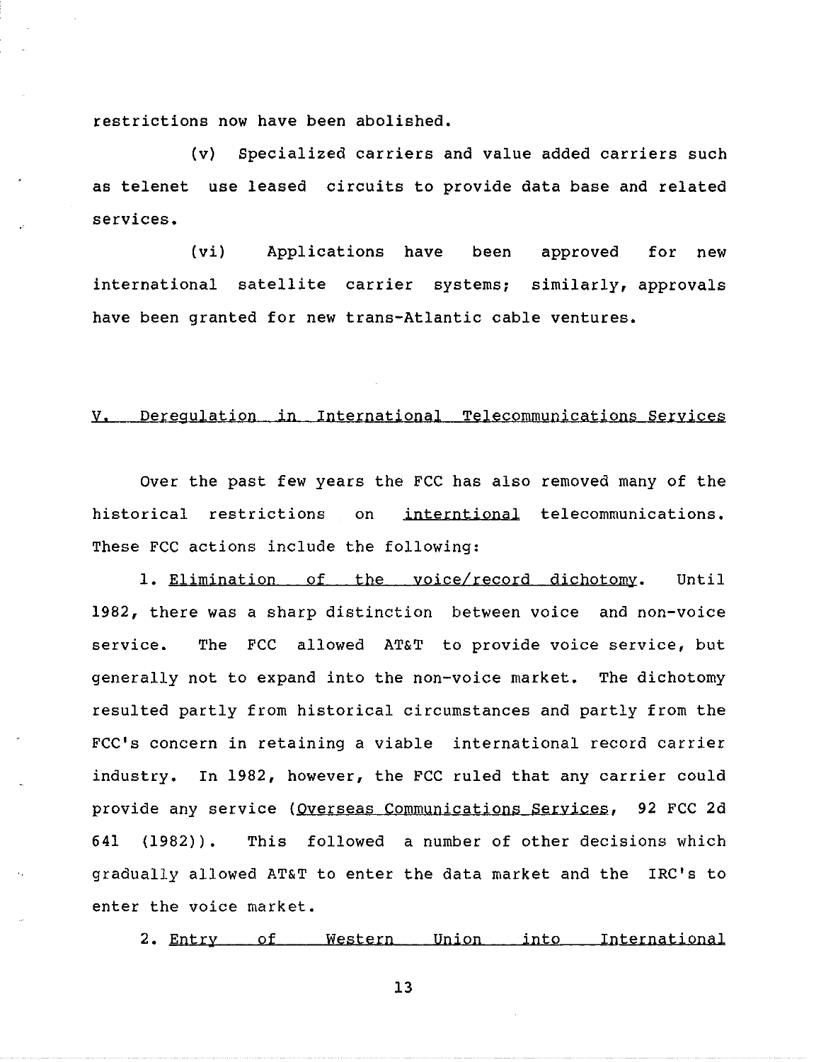restrictions now have been abolished.

(v) Specialized carriers and value added carriers such as telenet use leased circuits to provide data base and related services.

(vi) Applications have been approved for new international satellite carrier systems; similarly, approvals have been granted for new trans-Atlantic cable ventures.

## V. Deregulation in International Telecommunications Services

Over the past few years the FCC has also removed many of the historical restrictions on interntional telecommunications. These FCC actions include the following:

1. Elimination of the voice/record dichotomy. Until 1982, there was a sharp distinction between voice and non-voice service. The FCC allowed AT&T to provide voice service, but generally not to expand into the non-voice market. The dichotomy resulted partly from historical circumstances and partly from the FCC's concern in retaining a viable international record carrier industry. In 1982, however, the FCC ruled that any carrier could provide any service (Overseas Communications Services, 92 FCC 2d 641 (1982)). This followed a number of other decisions which gradually allowed AT&T to enter the data market and the IRC's to enter the voice market.

2. Entry of Western Union into International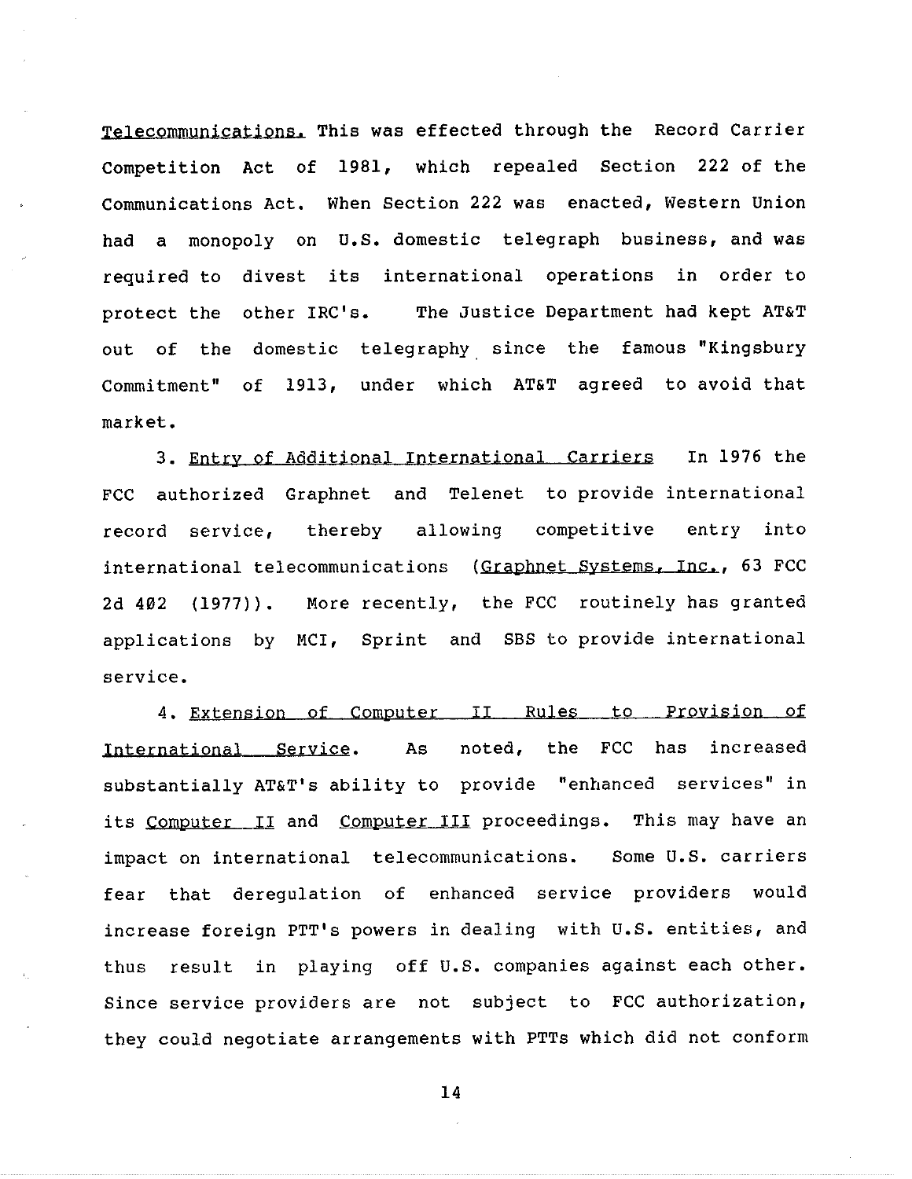Telecommunications. This was effected through the Record Carrier Competition Act of 1981, which repealed Section 222 of the Communications Act. When Section 222 was enacted, Western Union had a monopoly on U.S. domestic telegraph business, and was required to divest its international operations in order to protect the other IRC's. The Justice Department had kept AT&T out of the domestic telegraphy since the famous "Kingsbury Commitment" of 1913, under which AT&T agreed to avoid that market.

3. Entry of Additional International Carriers In 1976 the FCC authorized Graphnet and Telenet to provide international record service, thereby allowing competitive entry into international telecommunications (Graphnet Systems, Inc., 63 FCC 2d 402 (1977)). More recently, the FCC routinely has granted applications by MCI, Sprint and SBS to provide international service.

4. Extension of Computer II Rules to Provision of International Service. As noted, the FCC has increased substantially AT&T's ability to provide "enhanced services" in its Computer II and Computer III proceedings. This may have an impact on international telecommunications. Some U.S. carriers fear that deregulation of enhanced service providers would increase foreign PTT's powers in dealing with U.S. entities, and thus result in playing off U.S. companies against each other. Since service providers are not subject to FCC authorization, they could negotiate arrangements with PTTs which did not conform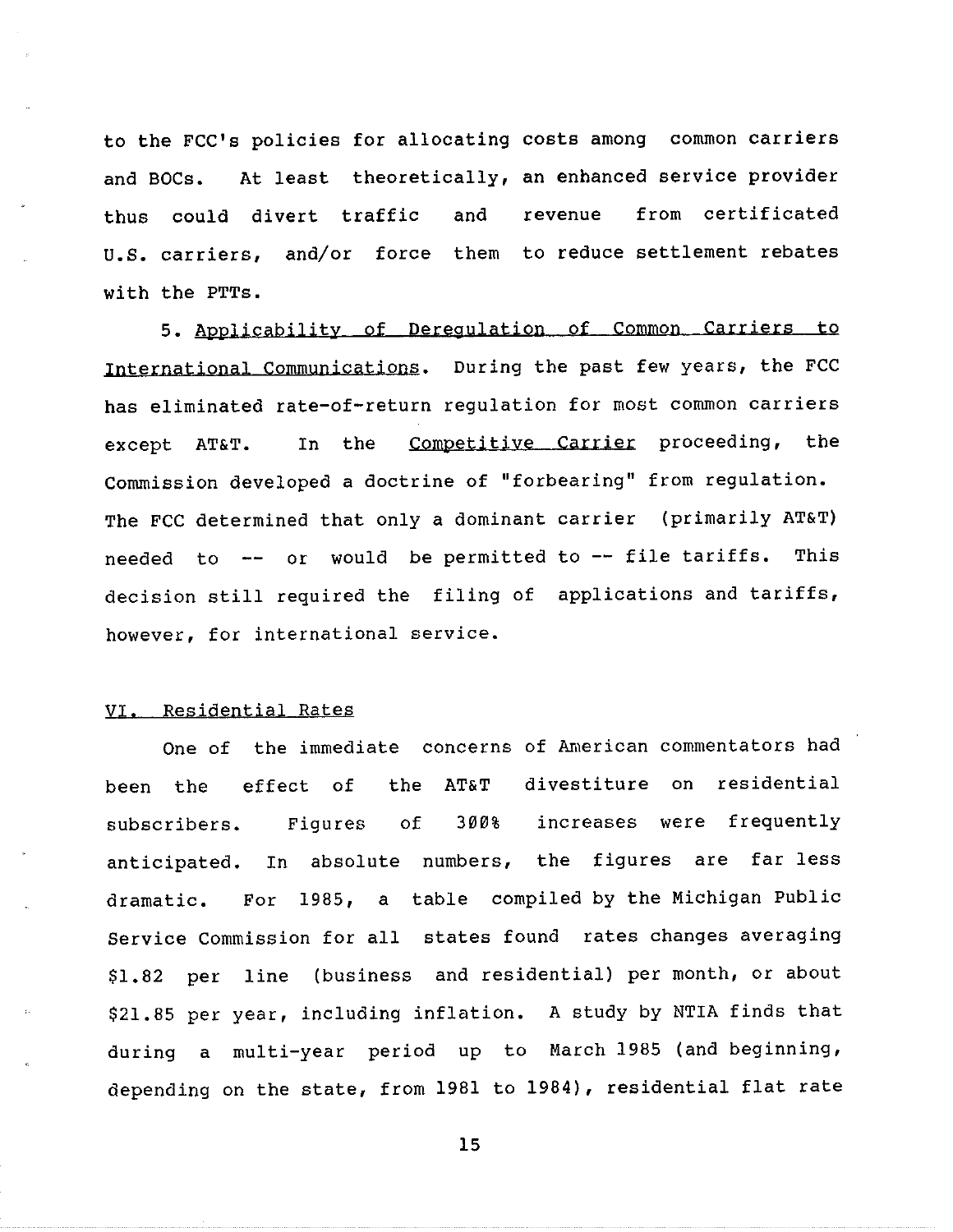to the FCC's policies for allocating costs among common carriers and BOCs. At least theoretically, an enhanced service provider thus could divert traffic and revenue from certificated U.S. carriers, and/or force them to reduce settlement rebates with the PTTs.

5. Applicability of Deregulation of Common Carriers to International Communications. During the past few years, the FCC has eliminated rate-of-return regulation for most common carriers except AT&T. In the *Competitive Carrier* proceeding, the Commission developed a doctrine of "forbearing" from regulation. The FCC determined that only a dominant carrier (primarily AT&T) needed to -- or would be permitted to -- file tariffs. This decision still required the filing of applications and tariffs, however, for international service.

## VI. Residential Rates

One of the immediate concerns of American commentators had been the effect of the AT&T divestiture on residential subscribers. Figures of 300% increases were frequently anticipated. In absolute numbers, the figures are far less dramatic. For 1985, a table compiled by the Michigan Public Service Commission for all states found rates changes averaging $1.82 per line (business and residential) per month, or about $21.85 per year, including inflation. A study by NTIA finds that during a multi-year period up to March 1985 (and beginning, depending on the state, from 1981 to 1984), residential flat rate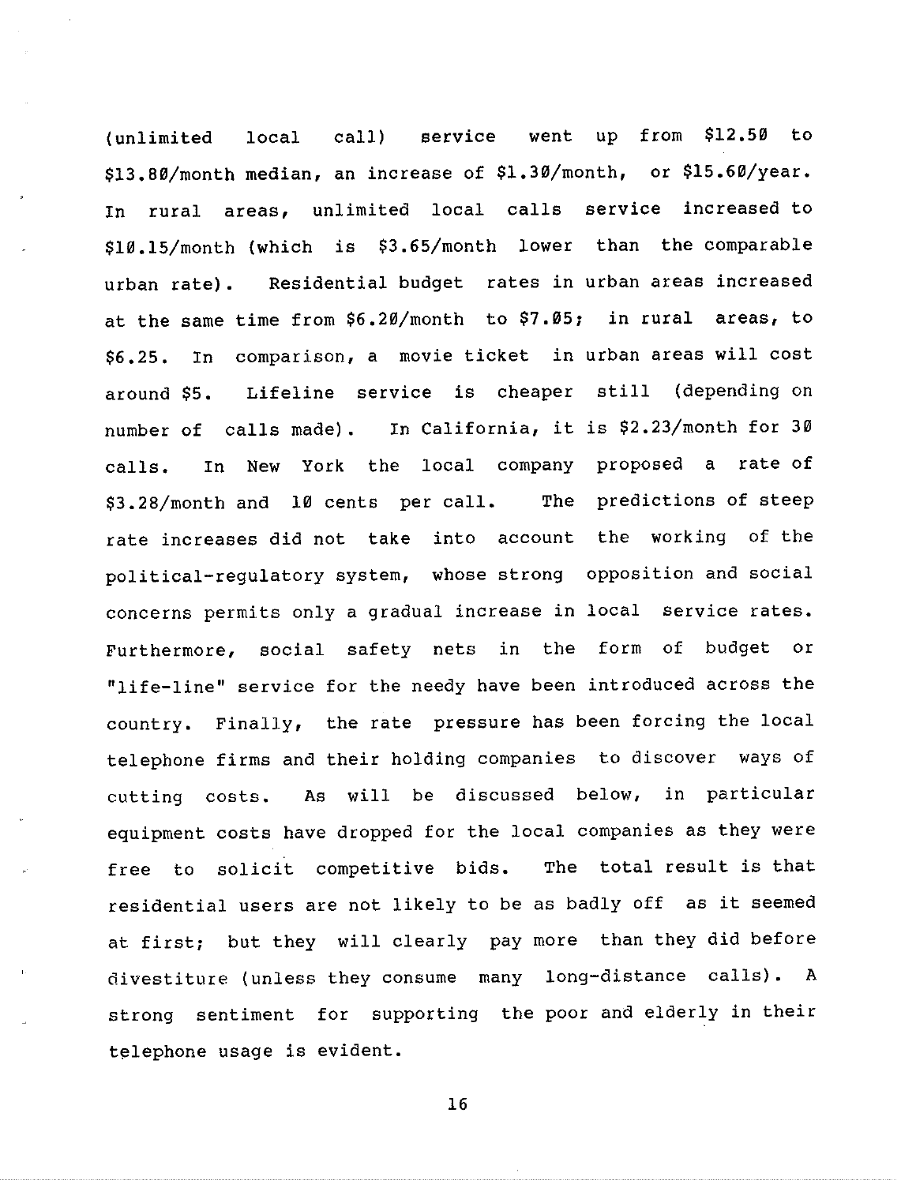(unlimited local call) service went up from $12.50 to $13.80/month median, an increase of $1.30/month, or $15.60/year. In rural areas, unlimited local calls service increased to $10.15/month (which is $3.65/month lower than the comparable urban rate). Residential budget rates in urban areas increased at the same time from $6.20/month to $7.05; in rural areas, to $6.25. In comparison, a movie ticket in urban areas will cost around $5. Lifeline service is cheaper still (depending on number of calls made). In California, it is $2.23/month for 30 calls. In New York the local company proposed a rate of $3.28/month and 10 cents per call. The predictions of steep rate increases did not take into account the working of the political-regulatory system, whose strong opposition and social concerns permits only a gradual increase in local service rates. Furthermore, social safety nets in the form of budget or "life-line" service for the needy have been introduced across the country. Finally, the rate pressure has been forcing the local telephone firms and their holding companies to discover ways of cutting costs. As will be discussed below, in particular equipment costs have dropped for the local companies as they were free to solicit competitive bids. The total result is that residential users are not likely to be as badly off as it seemed at first; but they will clearly pay more than they did before divestiture (unless they consume many long-distance calls). A strong sentiment for supporting the poor and elderly in their telephone usage is evident.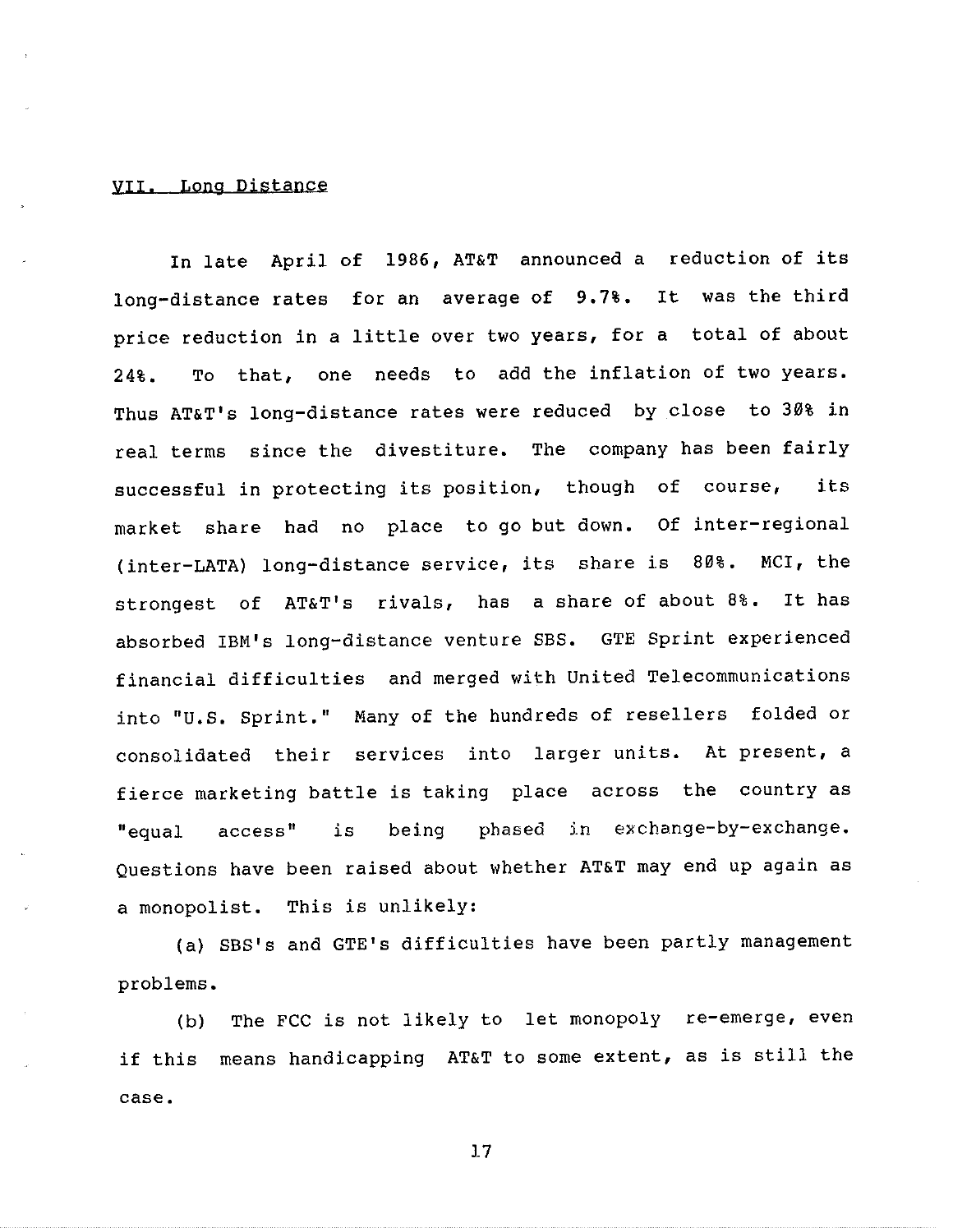## VII. Long Distance

In late April of 1986, AT&T announced a reduction of its long-distance rates for an average of 9.7%. It was the third price reduction in a little over two years, for a total of about 24%. To that, one needs to add the inflation of two years. Thus AT&T's long-distance rates were reduced by close to 30% in real terms since the divestiture. The company has been fairly successful in protecting its position, though of course, its market share had no place to go but down. Of inter-regional (inter-LATA) long-distance service, its share is 80%. MCI, the strongest of AT&T's rivals, has a share of about 8%. It has absorbed IBM's long-distance venture SBS. GTE Sprint experienced financial difficulties and merged with United Telecommunications into "U.S. Sprint." Many of the hundreds of resellers folded or consolidated their services into larger units. At present, a fierce marketing battle is taking place across the country as "equal access" is being phased in exchange-by-exchange. Questions have been raised about whether AT&T may end up again as a monopolist. This is unlikely:

(a) SBS's and GTE's difficulties have been partly management problems.

(b) The FCC is not likely to let monopoly re-emerge, even if this means handicapping AT&T to some extent, as is still the case.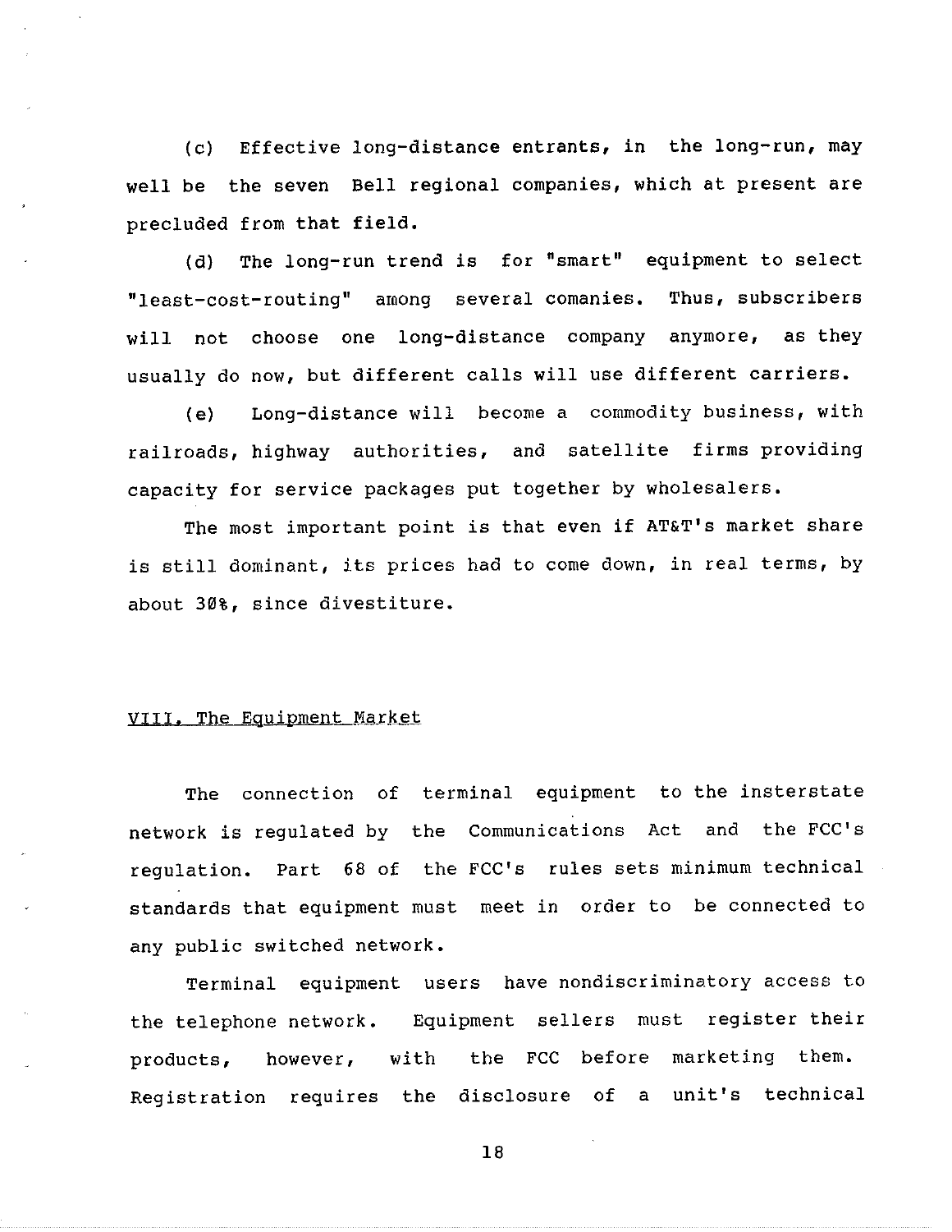(c) Effective long-distance entrants, in the long-run, may well be the seven Bell regional companies, which at present are precluded from that field.

(d) The long-run trend is for "smart" equipment to select "least-cost-routing" among several comanies. Thus, subscribers will not choose one long-distance company anymore, as they usually do now, but different calls will use different carriers.

(e) Long-distance will become a commodity business, with railroads, highway authorities, and satellite firms providing capacity for service packages put together by wholesalers.

The most important point is that even if AT&T's market share is still dominant, its prices had to come down, in real terms, by about 30%, since divestiture.

## VIII. The Equipment Market

The connection of terminal equipment to the insterstate network is regulated by the Communications Act and the FCC's regulation. Part 68 of the FCC's rules sets minimum technical standards that equipment must meet in order to be connected to any public switched network.

Terminal equipment users have nondiscriminatory access to the telephone network. Equipment sellers must register their products, however, with the FCC before marketing them. Registration requires the disclosure of a unit's technical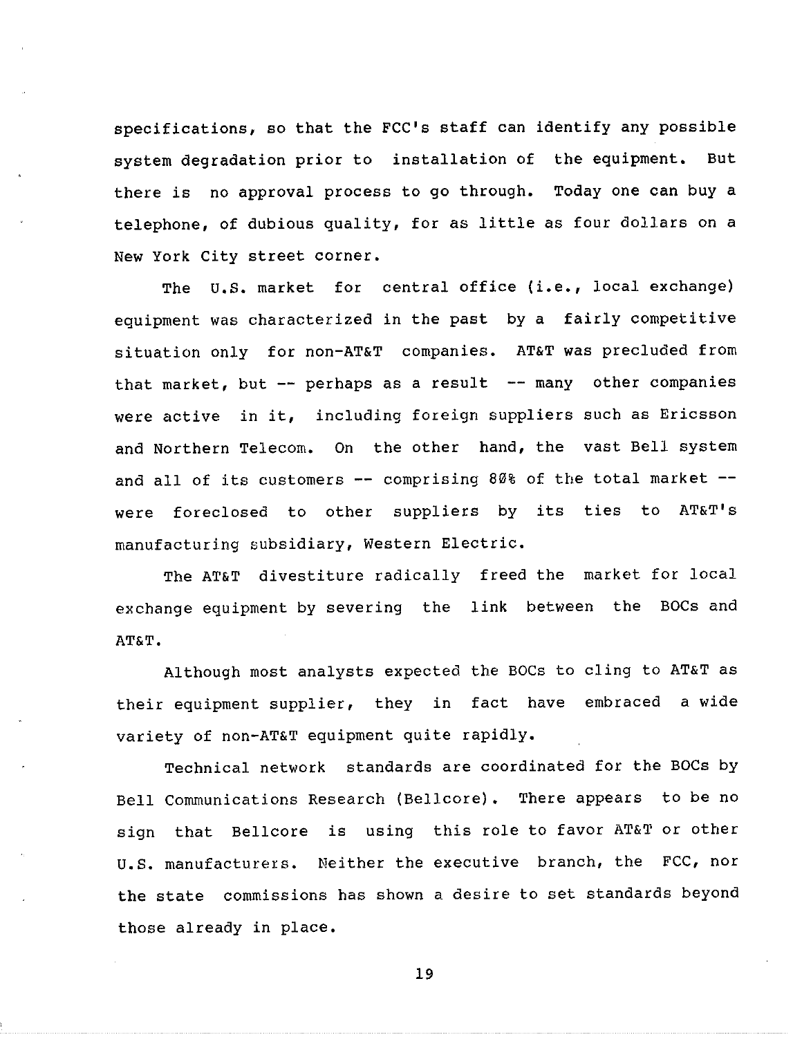specifications, so that the FCC's staff can identify any possible system degradation prior to installation of the equipment. But there is no approval process to go through. Today one can buy a telephone, of dubious quality, for as little as four dollars on a New York City street corner.

The U.S. market for central office (i.e., local exchange) equipment was characterized in the past by a fairly competitive situation only for non-AT&T companies. AT&T was precluded from that market, but -- perhaps as a result -- many other companies were active in it, including foreign suppliers such as Ericsson and Northern Telecom. On the other hand, the vast Bell system and all of its customers -- comprising 80% of the total market -- were foreclosed to other suppliers by its ties to AT&T's manufacturing subsidiary, Western Electric.

The AT&T divestiture radically freed the market for local exchange equipment by severing the link between the BOCs and AT&T.

Although most analysts expected the BOCs to cling to AT&T as their equipment supplier, they in fact have embraced a wide variety of non-AT&T equipment quite rapidly.

Technical network standards are coordinated for the BOCs by Bell Communications Research (Bellcore). There appears to be no sign that Bellcore is using this role to favor AT&T or other U.S. manufacturers. Neither the executive branch, the FCC, nor the state commissions has shown a desire to set standards beyond those already in place.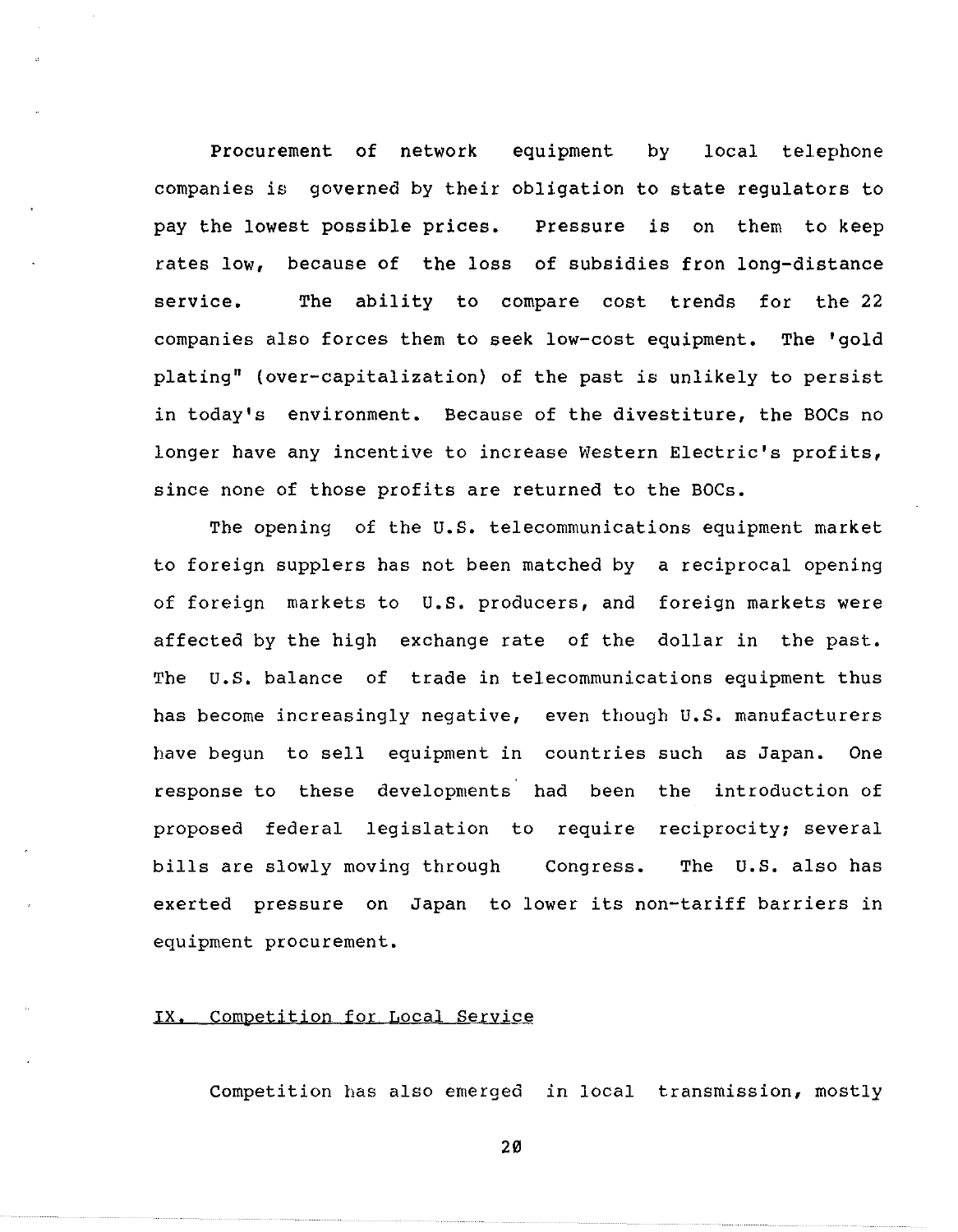Procurement of network equipment by local telephone companies is governed by their obligation to state regulators to pay the lowest possible prices. Pressure is on them to keep rates low, because of the loss of subsidies fron long-distance service. The ability to compare cost trends for the 22 companies also forces them to seek low-cost equipment. The 'gold plating" (over-capitalization) of the past is unlikely to persist in today's environment. Because of the divestiture, the BOCs no longer have any incentive to increase Western Electric's profits, since none of those profits are returned to the BOCs.

The opening of the U.S. telecommunications equipment market to foreign suppliers has not been matched by a reciprocal opening of foreign markets to U.S. producers, and foreign markets were affected by the high exchange rate of the dollar in the past. The U.S. balance of trade in telecommunications equipment thus has become increasingly negative, even though U.S. manufacturers have begun to sell equipment in countries such as Japan. One response to these developments had been the introduction of proposed federal legislation to require reciprocity; several bills are slowly moving through Congress. The U.S. also has exerted pressure on Japan to lower its non-tariff barriers in equipment procurement.

## IX. Competition for Local Service

Competition has also emerged in local transmission, mostly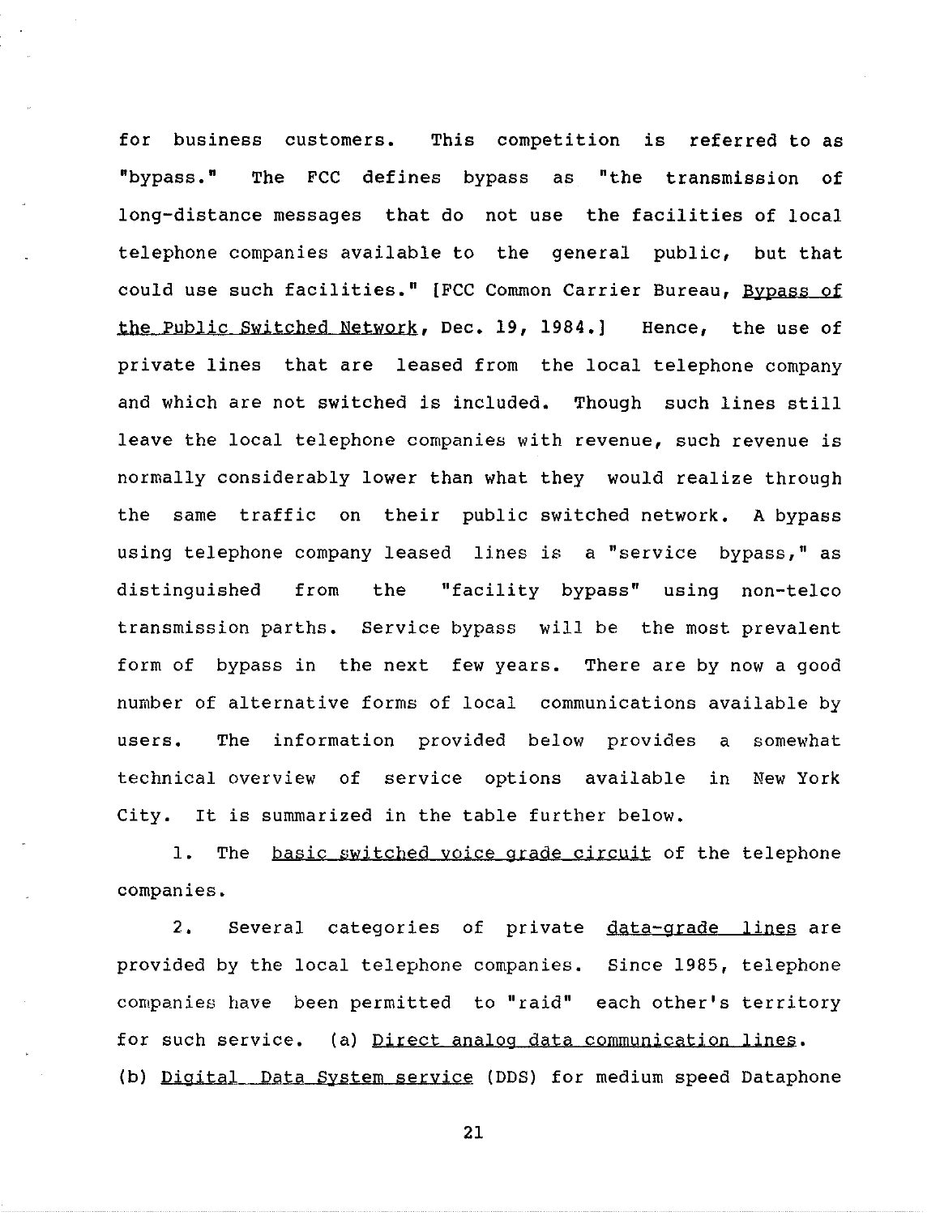for business customers. This competition is referred to as "bypass." The FCC defines bypass as "the transmission of long-distance messages that do not use the facilities of local telephone companies available to the general public, but that could use such facilities." [FCC Common Carrier Bureau, _Bypass of the Public Switched Network_, Dec. 19, 1984.] Hence, the use of private lines that are leased from the local telephone company and which are not switched is included. Though such lines still leave the local telephone companies with revenue, such revenue is normally considerably lower than what they would realize through the same traffic on their public switched network. A bypass using telephone company leased lines is a "service bypass," as distinguished from the "facility bypass" using non-telco transmission parths. Service bypass will be the most prevalent form of bypass in the next few years. There are by now a good number of alternative forms of local communications available by users. The information provided below provides a somewhat technical overview of service options available in New York City. It is summarized in the table further below.

1. The _basic switched voice grade circuit_ of the telephone companies.

2. Several categories of private _data-grade lines_ are provided by the local telephone companies. Since 1985, telephone companies have been permitted to "raid" each other's territory for such service. (a) _Direct analog data communication lines_. (b) _Digital Data System service_ (DDS) for medium speed Dataphone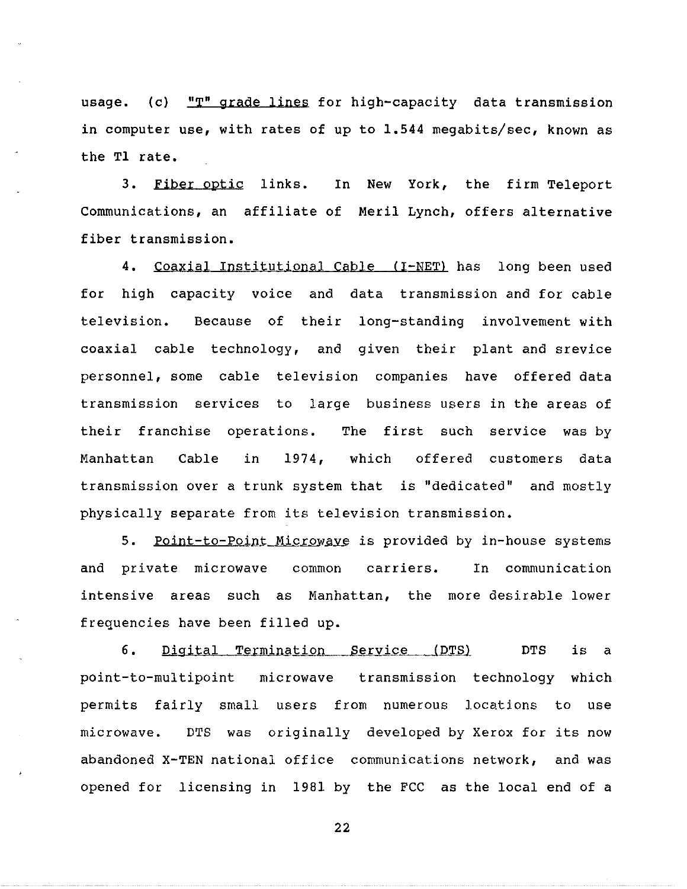usage. (c) "T" grade lines for high-capacity data transmission in computer use, with rates of up to 1.544 megabits/sec, known as the T1 rate.

3. Fiber optic links. In New York, the firm Teleport Communications, an affiliate of Meril Lynch, offers alternative fiber transmission.

4. Coaxial Institutional Cable (I-NET) has long been used for high capacity voice and data transmission and for cable television. Because of their long-standing involvement with coaxial cable technology, and given their plant and srevice personnel, some cable television companies have offered data transmission services to large business users in the areas of their franchise operations. The first such service was by Manhattan Cable in 1974, which offered customers data transmission over a trunk system that is "dedicated" and mostly physically separate from its television transmission.

5. Point-to-Point Microwave is provided by in-house systems and private microwave common carriers. In communication intensive areas such as Manhattan, the more desirable lower frequencies have been filled up.

6. Digital Termination Service (DTS) DTS is a point-to-multipoint microwave transmission technology which permits fairly small users from numerous locations to use microwave. DTS was originally developed by Xerox for its now abandoned X-TEN national office communications network, and was opened for licensing in 1981 by the FCC as the local end of a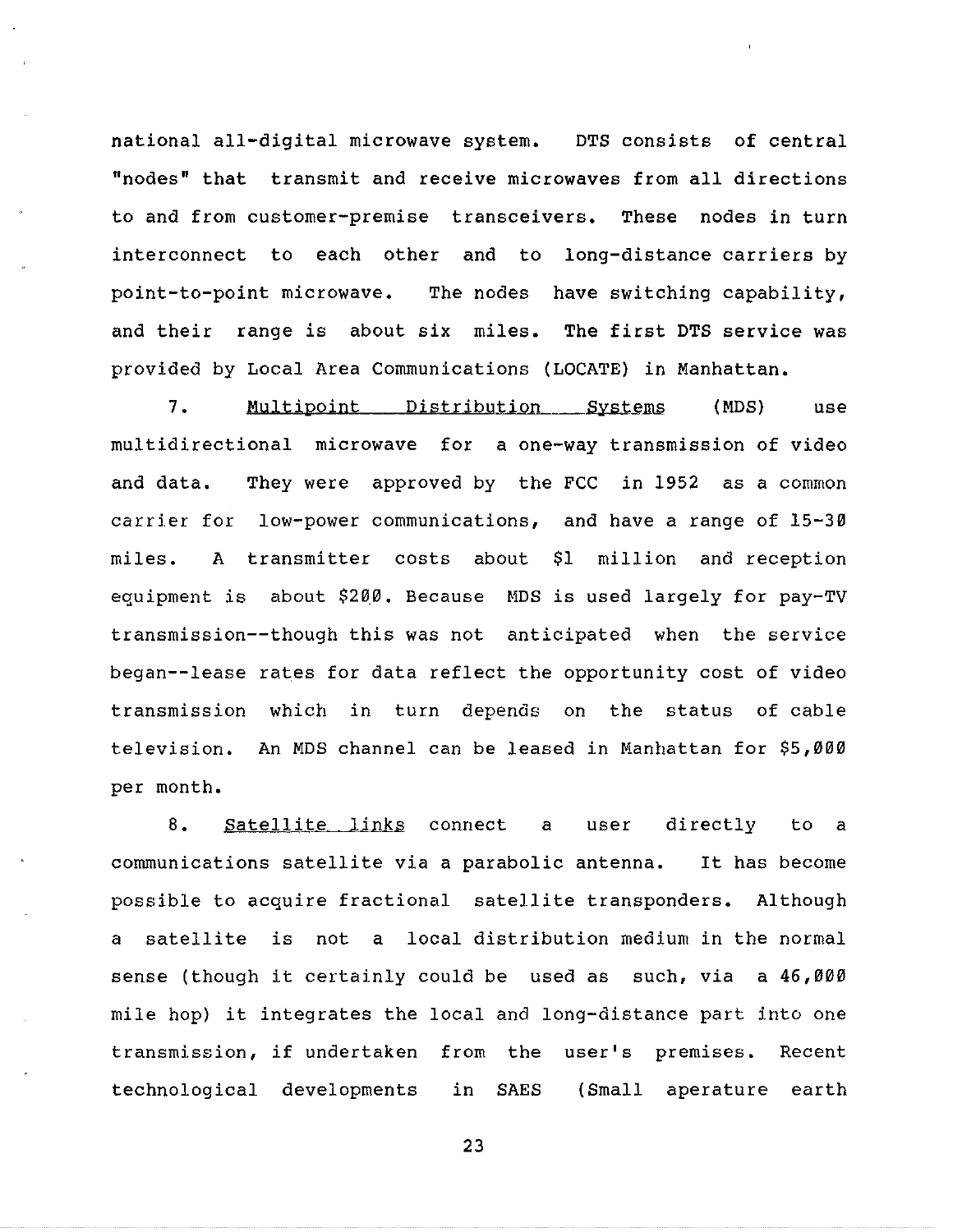national all-digital microwave system. DTS consists of central "nodes" that transmit and receive microwaves from all directions to and from customer-premise transceivers. These nodes in turn interconnect to each other and to long-distance carriers by point-to-point microwave. The nodes have switching capability, and their range is about six miles. The first DTS service was provided by Local Area Communications (LOCATE) in Manhattan.

7. Multipoint Distribution Systems (MDS) use multidirectional microwave for a one-way transmission of video and data. They were approved by the FCC in 1952 as a common carrier for low-power communications, and have a range of 15-30 miles. A transmitter costs about $1 million and reception equipment is about $200. Because MDS is used largely for pay-TV transmission--though this was not anticipated when the service began--lease rates for data reflect the opportunity cost of video transmission which in turn depends on the status of cable television. An MDS channel can be leased in Manhattan for $5,000 per month.

8. Satellite links connect a user directly to a communications satellite via a parabolic antenna. It has become possible to acquire fractional satellite transponders. Although a satellite is not a local distribution medium in the normal sense (though it certainly could be used as such, via a 46,000 mile hop) it integrates the local and long-distance part into one transmission, if undertaken from the user's premises. Recent technological developments in SAES (Small aperature earth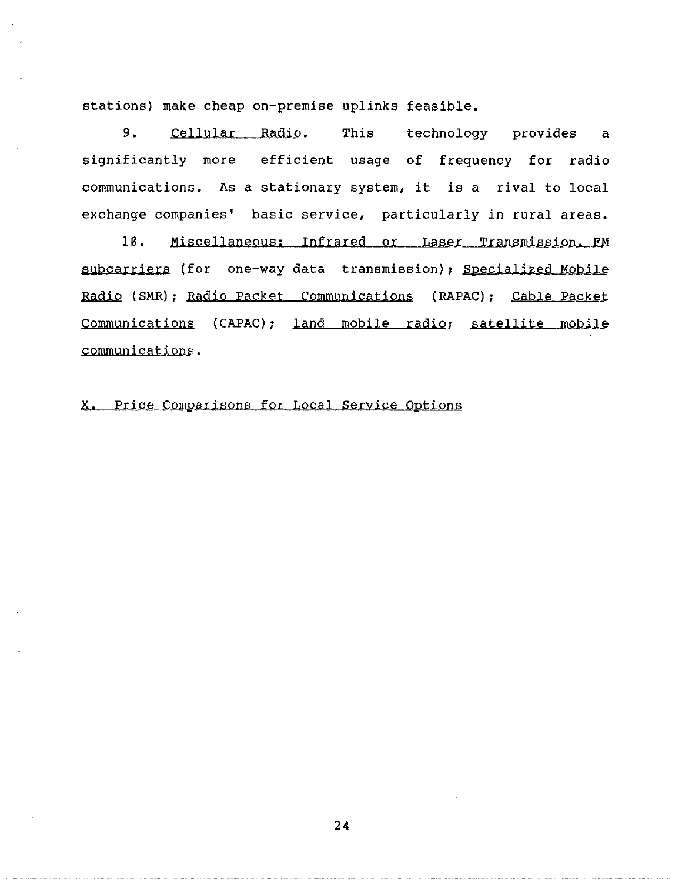stations) make cheap on-premise uplinks feasible.

9. Cellular Radio. This technology provides a significantly more efficient usage of frequency for radio communications. As a stationary system, it is a rival to local exchange companies' basic service, particularly in rural areas.

10. Miscellaneous: Infrared or Laser Transmission. FM subcarriers (for one-way data transmission); Specialized Mobile Radio (SMR); Radio Packet Communications (RAPAC); Cable Packet Communications (CAPAC); land mobile radio; satellite mobile communications.

## X. Price Comparisons for Local Service Options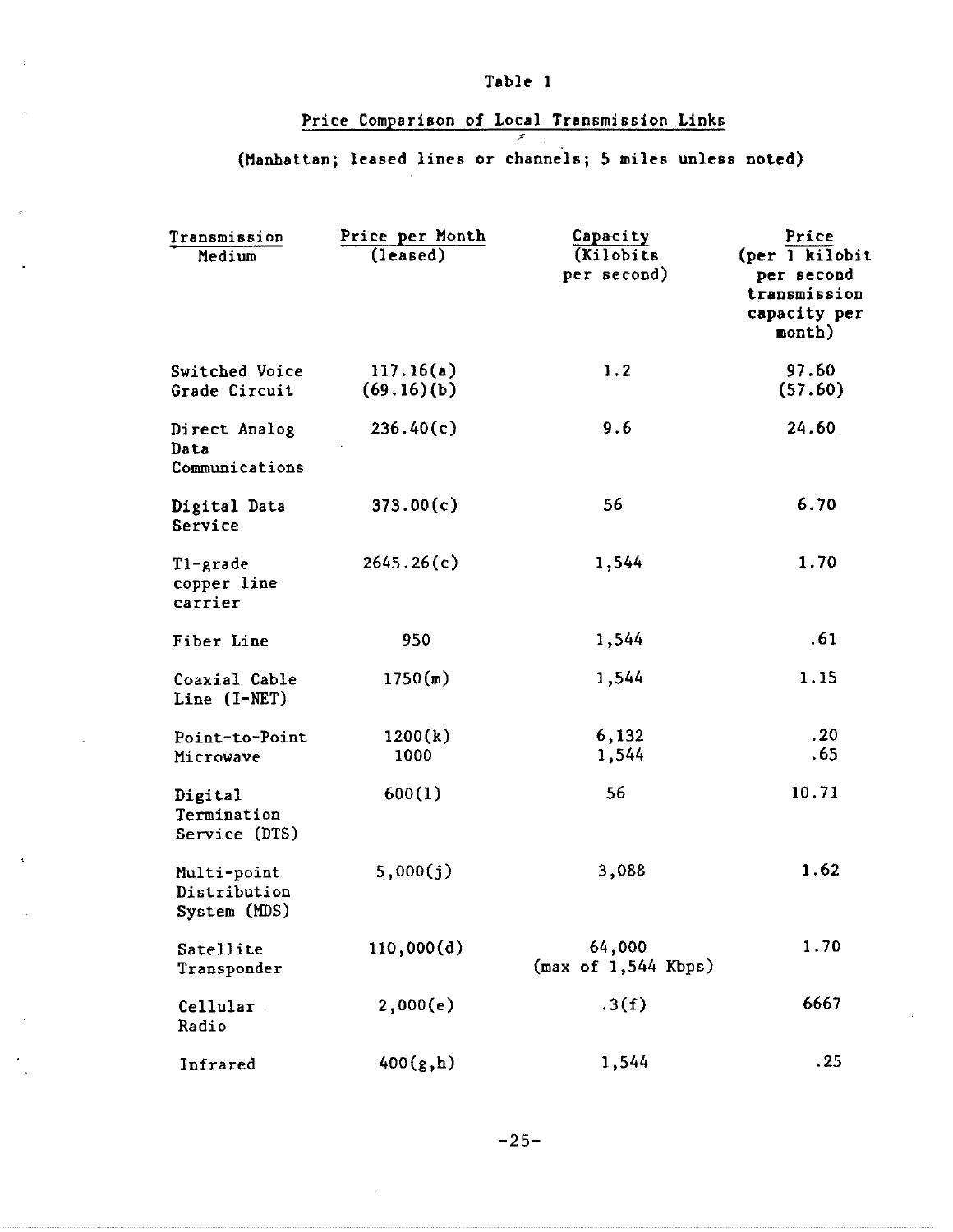Table 1

Price Comparison of Local Transmission Links

(Manhattan; leased lines or channels; 5 miles unless noted)

| Transmission Medium | Price per Month (leased) | Capacity (Kilobits per second) | Price (per 1 kilobit per second transmission capacity per month) |
|---|---|---|---|
| Switched Voice Grade Circuit | 117.16(a) (69.16)(b) | 1.2 | 97.60 (57.60) |
| Direct Analog Data Communications | 236.40(c) | 9.6 | 24.60 |
| Digital Data Service | 373.00(c) | 56 | 6.70 |
| T1-grade copper line carrier | 2645.26(c) | 1,544 | 1.70 |
| Fiber Line | 950 | 1,544 | .61 |
| Coaxial Cable Line (I-NET) | 1750(m) | 1,544 | 1.15 |
| Point-to-Point Microwave | 1200(k) 1000 | 6,132 1,544 | .20 .65 |
| Digital Termination Service (DTS) | 600(l) | 56 | 10.71 |
| Multi-point Distribution System (MDS) | 5,000(j) | 3,088 | 1.62 |
| Satellite Transponder | 110,000(d) | 64,000 (max of 1,544 Kbps) | 1.70 |
| Cellular Radio | 2,000(e) | .3(f) | 6667 |
| Infrared | 400(g,h) | 1,544 | .25 |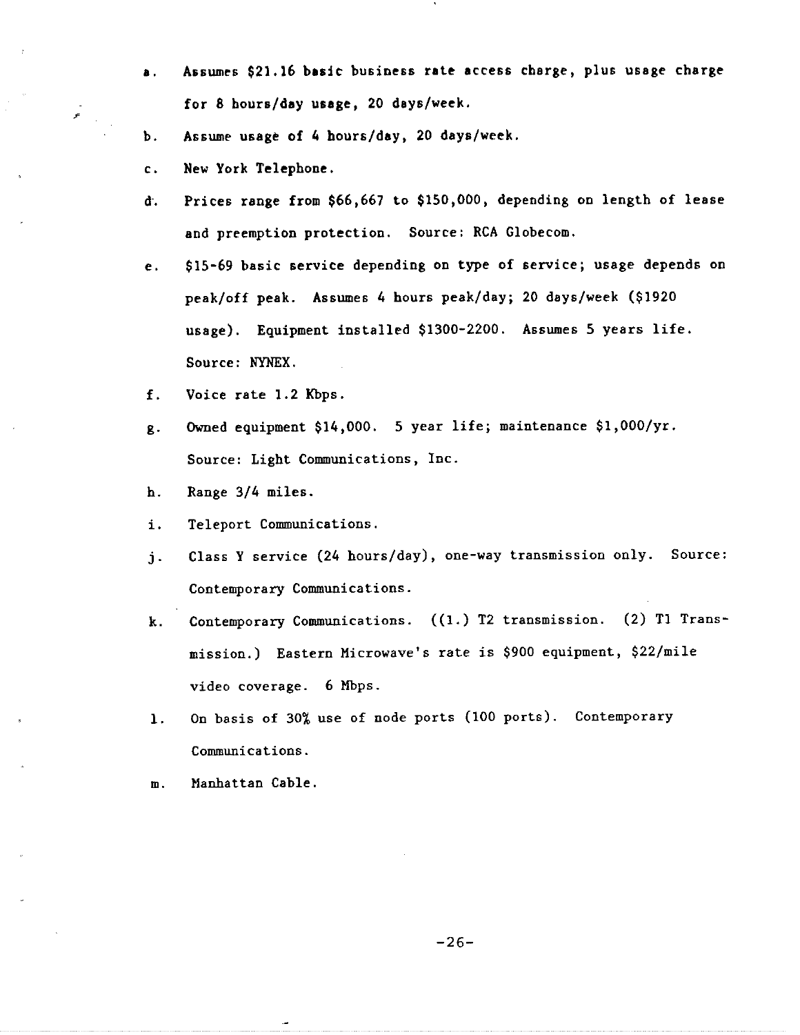a. Assumes $21.16 basic business rate access charge, plus usage charge for 8 hours/day usage, 20 days/week.

b. Assume usage of 4 hours/day, 20 days/week.

c. New York Telephone.

d. Prices range from $66,667 to $150,000, depending on length of lease and preemption protection. Source: RCA Globecom.

e. $15-69 basic service depending on type of service; usage depends on peak/off peak. Assumes 4 hours peak/day; 20 days/week ($1920 usage). Equipment installed $1300-2200. Assumes 5 years life. Source: NYNEX.

f. Voice rate 1.2 Kbps.

g. Owned equipment $14,000. 5 year life; maintenance $1,000/yr. Source: Light Communications, Inc.

h. Range 3/4 miles.

i. Teleport Communications.

j. Class Y service (24 hours/day), one-way transmission only. Source: Contemporary Communications.

k. Contemporary Communications. ((1.) T2 transmission. (2) T1 Transmission.) Eastern Microwave's rate is $900 equipment, $22/mile video coverage. 6 Mbps.

l. On basis of 30% use of node ports (100 ports). Contemporary Communications.

m. Manhattan Cable.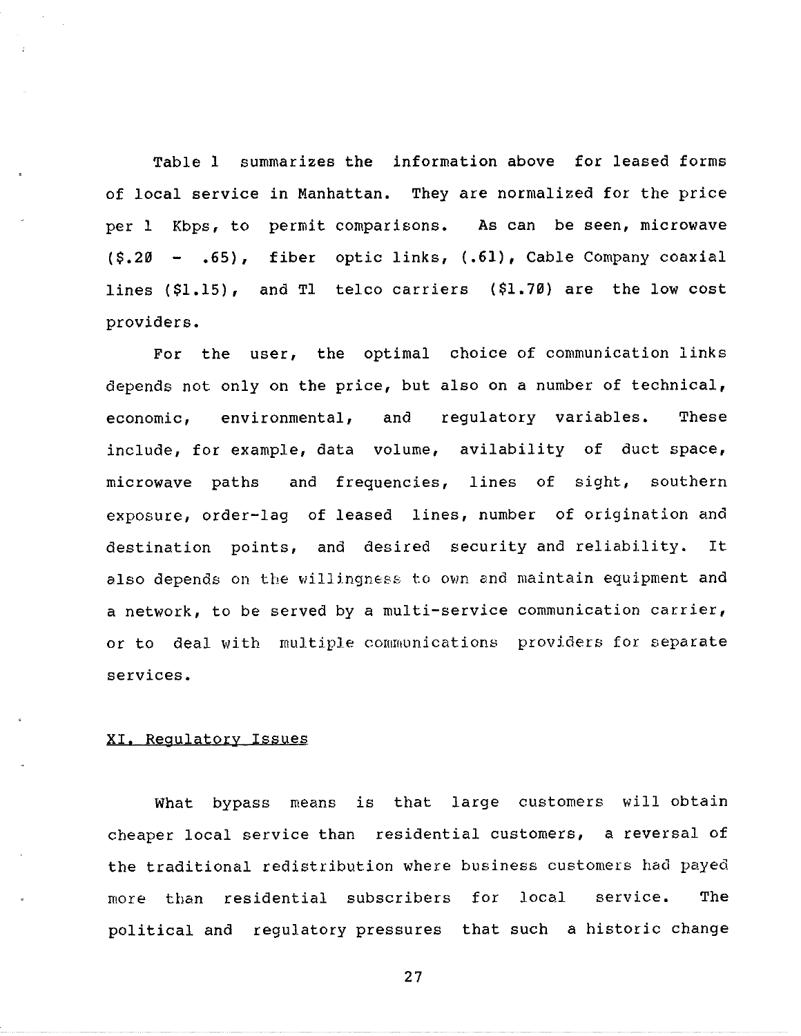Table 1 summarizes the information above for leased forms of local service in Manhattan. They are normalized for the price per 1 Kbps, to permit comparisons. As can be seen, microwave ($.20 - .65), fiber optic links, (.61), Cable Company coaxial lines ($1.15), and T1 telco carriers ($1.70) are the low cost providers.

For the user, the optimal choice of communication links depends not only on the price, but also on a number of technical, economic, environmental, and regulatory variables. These include, for example, data volume, avilability of duct space, microwave paths and frequencies, lines of sight, southern exposure, order-lag of leased lines, number of origination and destination points, and desired security and reliability. It also depends on the willingness to own and maintain equipment and a network, to be served by a multi-service communication carrier, or to deal with multiple communications providers for separate services.

## XI. Regulatory Issues

What bypass means is that large customers will obtain cheaper local service than residential customers, a reversal of the traditional redistribution where business customers had payed more than residential subscribers for local service. The political and regulatory pressures that such a historic change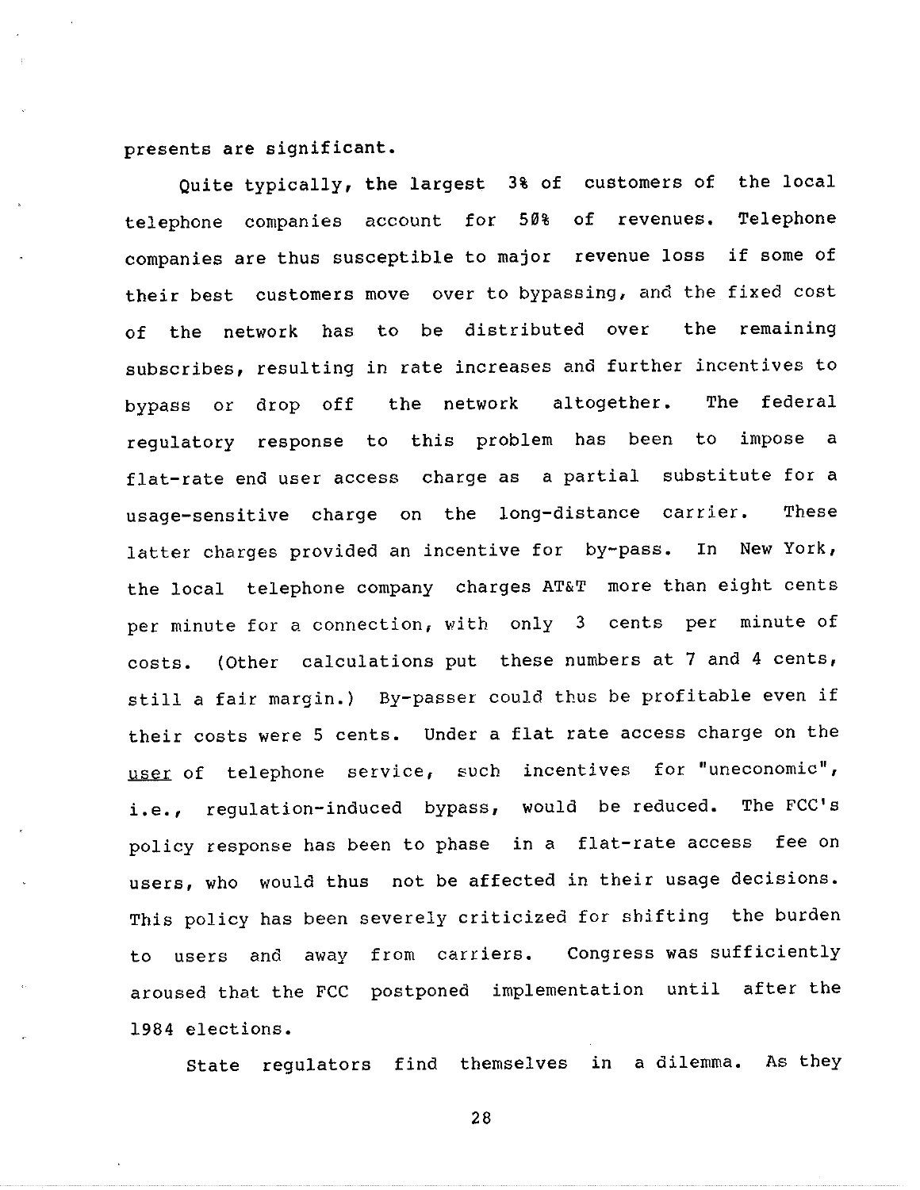presents are significant.

Quite typically, the largest 3% of customers of the local telephone companies account for 50% of revenues. Telephone companies are thus susceptible to major revenue loss if some of their best customers move over to bypassing, and the fixed cost of the network has to be distributed over the remaining subscribes, resulting in rate increases and further incentives to bypass or drop off the network altogether. The federal regulatory response to this problem has been to impose a flat-rate end user access charge as a partial substitute for a usage-sensitive charge on the long-distance carrier. These latter charges provided an incentive for by-pass. In New York, the local telephone company charges AT&T more than eight cents per minute for a connection, with only 3 cents per minute of costs. (Other calculations put these numbers at 7 and 4 cents, still a fair margin.) By-passer could thus be profitable even if their costs were 5 cents. Under a flat rate access charge on the <u>user</u> of telephone service, such incentives for "uneconomic", i.e., regulation-induced bypass, would be reduced. The FCC's policy response has been to phase in a flat-rate access fee on users, who would thus not be affected in their usage decisions. This policy has been severely criticized for shifting the burden to users and away from carriers. Congress was sufficiently aroused that the FCC postponed implementation until after the 1984 elections.

State regulators find themselves in a dilemma. As they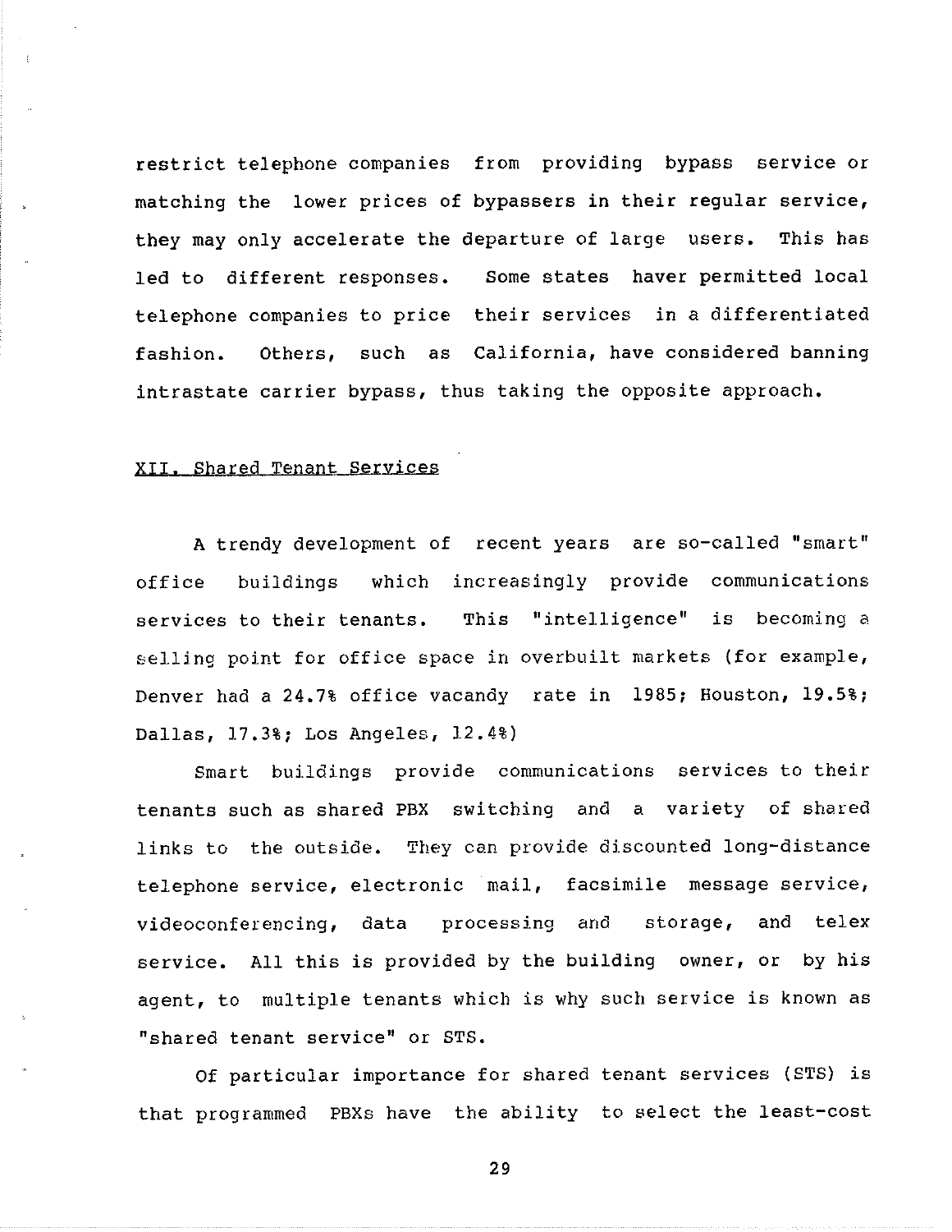restrict telephone companies from providing bypass service or matching the lower prices of bypassers in their regular service, they may only accelerate the departure of large users. This has led to different responses. Some states haver permitted local telephone companies to price their services in a differentiated fashion. Others, such as California, have considered banning intrastate carrier bypass, thus taking the opposite approach.

## XII. Shared Tenant Services

A trendy development of recent years are so-called "smart" office buildings which increasingly provide communications services to their tenants. This "intelligence" is becoming a selling point for office space in overbuilt markets (for example, Denver had a 24.7% office vacandy rate in 1985; Houston, 19.5%; Dallas, 17.3%; Los Angeles, 12.4%)

Smart buildings provide communications services to their tenants such as shared PBX switching and a variety of shared links to the outside. They can provide discounted long-distance telephone service, electronic mail, facsimile message service, videoconferencing, data processing and storage, and telex service. All this is provided by the building owner, or by his agent, to multiple tenants which is why such service is known as "shared tenant service" or STS.

Of particular importance for shared tenant services (STS) is that programmed PBXs have the ability to select the least-cost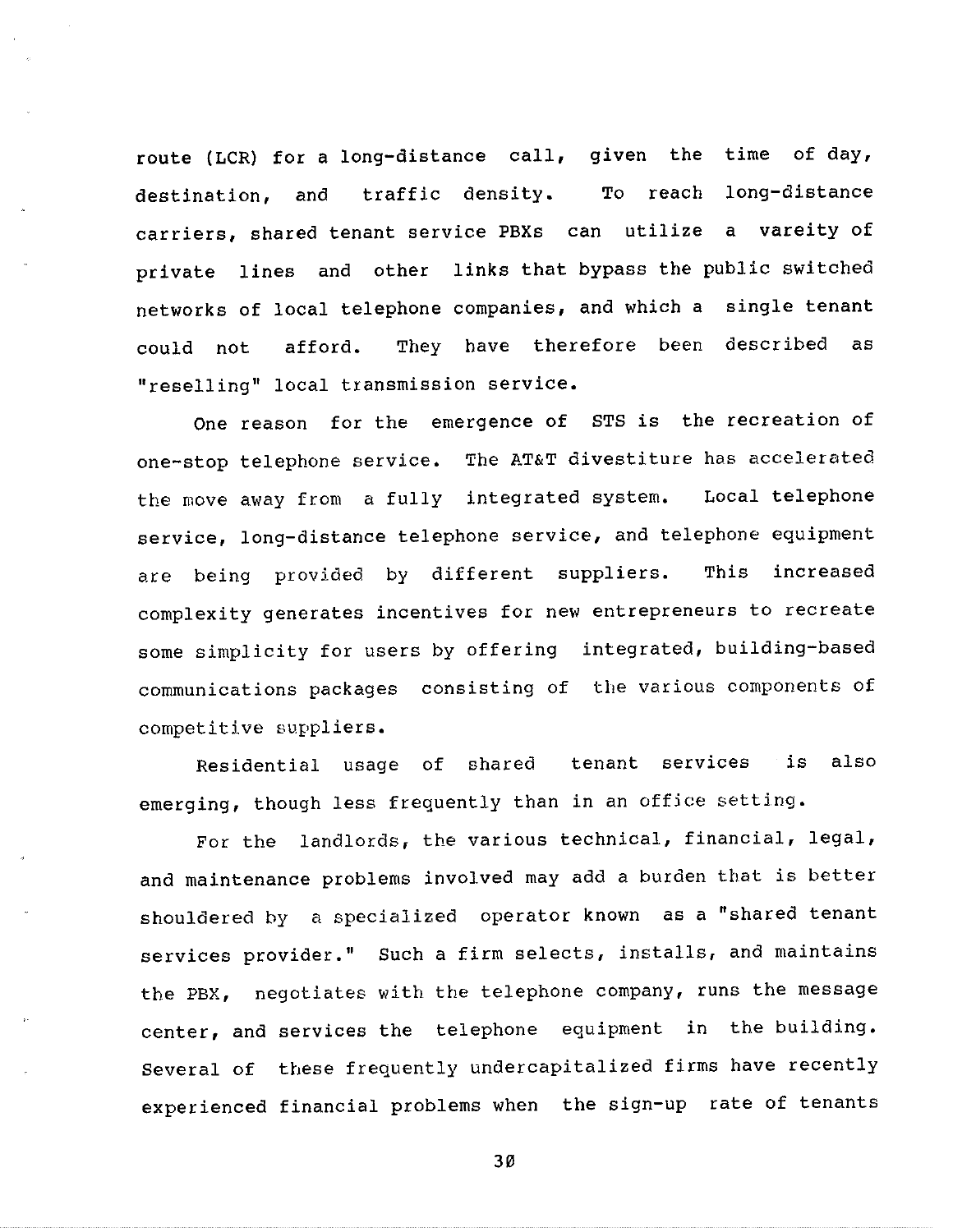route (LCR) for a long-distance call, given the time of day, destination, and traffic density. To reach long-distance carriers, shared tenant service PBXs can utilize a vareity of private lines and other links that bypass the public switched networks of local telephone companies, and which a single tenant could not afford. They have therefore been described as "reselling" local transmission service.

One reason for the emergence of STS is the recreation of one-stop telephone service. The AT&T divestiture has accelerated the move away from a fully integrated system. Local telephone service, long-distance telephone service, and telephone equipment are being provided by different suppliers. This increased complexity generates incentives for new entrepreneurs to recreate some simplicity for users by offering integrated, building-based communications packages consisting of the various components of competitive suppliers.

Residential usage of shared tenant services is also emerging, though less frequently than in an office setting.

For the landlords, the various technical, financial, legal, and maintenance problems involved may add a burden that is better shouldered by a specialized operator known as a "shared tenant services provider." Such a firm selects, installs, and maintains the PBX, negotiates with the telephone company, runs the message center, and services the telephone equipment in the building. Several of these frequently undercapitalized firms have recently experienced financial problems when the sign-up rate of tenants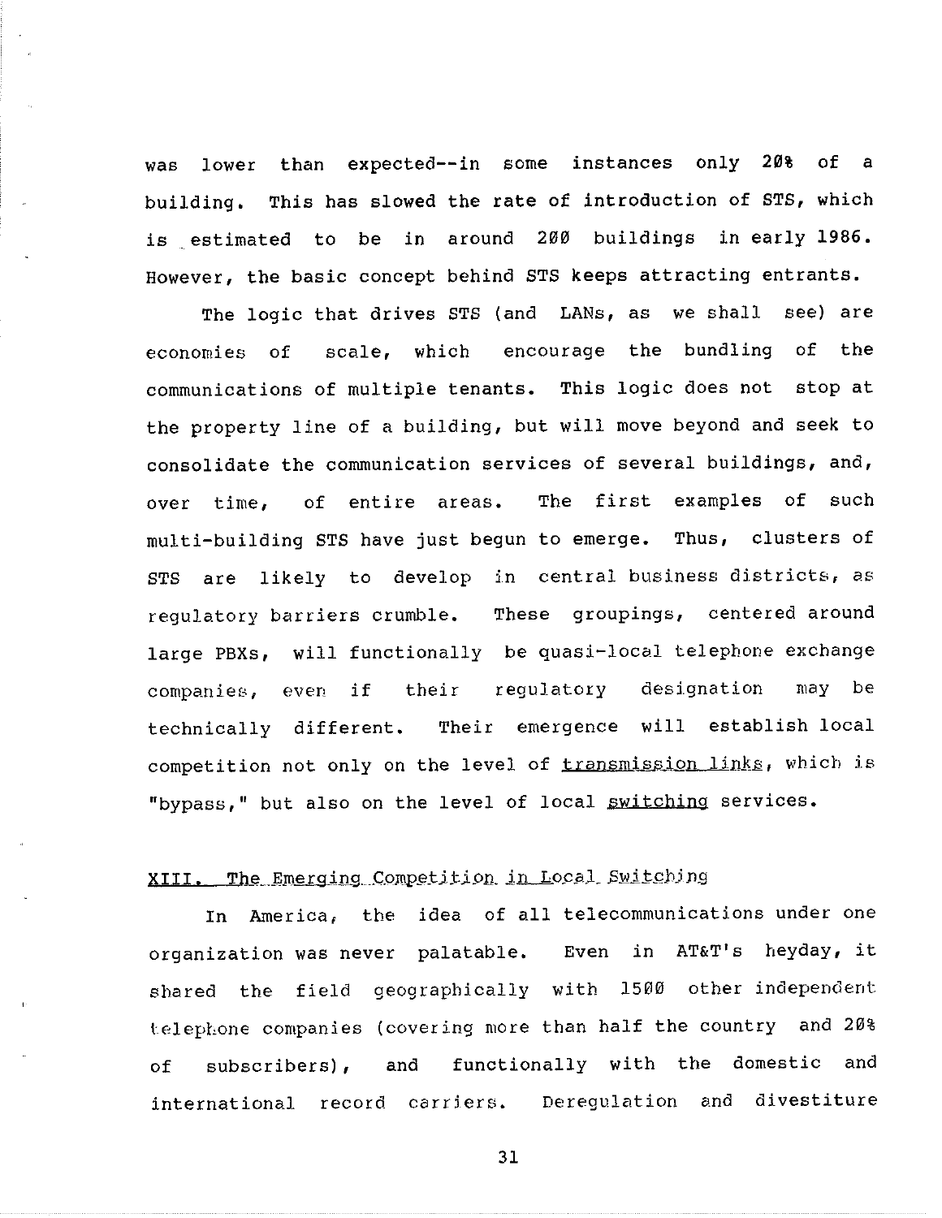was lower than expected--in some instances only 20% of a building. This has slowed the rate of introduction of STS, which is estimated to be in around 200 buildings in early 1986. However, the basic concept behind STS keeps attracting entrants.

The logic that drives STS (and LANs, as we shall see) are economies of scale, which encourage the bundling of the communications of multiple tenants. This logic does not stop at the property line of a building, but will move beyond and seek to consolidate the communication services of several buildings, and, over time, of entire areas. The first examples of such multi-building STS have just begun to emerge. Thus, clusters of STS are likely to develop in central business districts, as regulatory barriers crumble. These groupings, centered around large PBXs, will functionally be quasi-local telephone exchange companies, even if their regulatory designation may be technically different. Their emergence will establish local competition not only on the level of _transmission links_, which is "bypass," but also on the level of local _switching_ services.

## XIII. The Emerging Competition in Local Switching

In America, the idea of all telecommunications under one organization was never palatable. Even in AT&T's heyday, it shared the field geographically with 1500 other independent telephone companies (covering more than half the country and 20% of subscribers), and functionally with the domestic and international record carriers. Deregulation and divestiture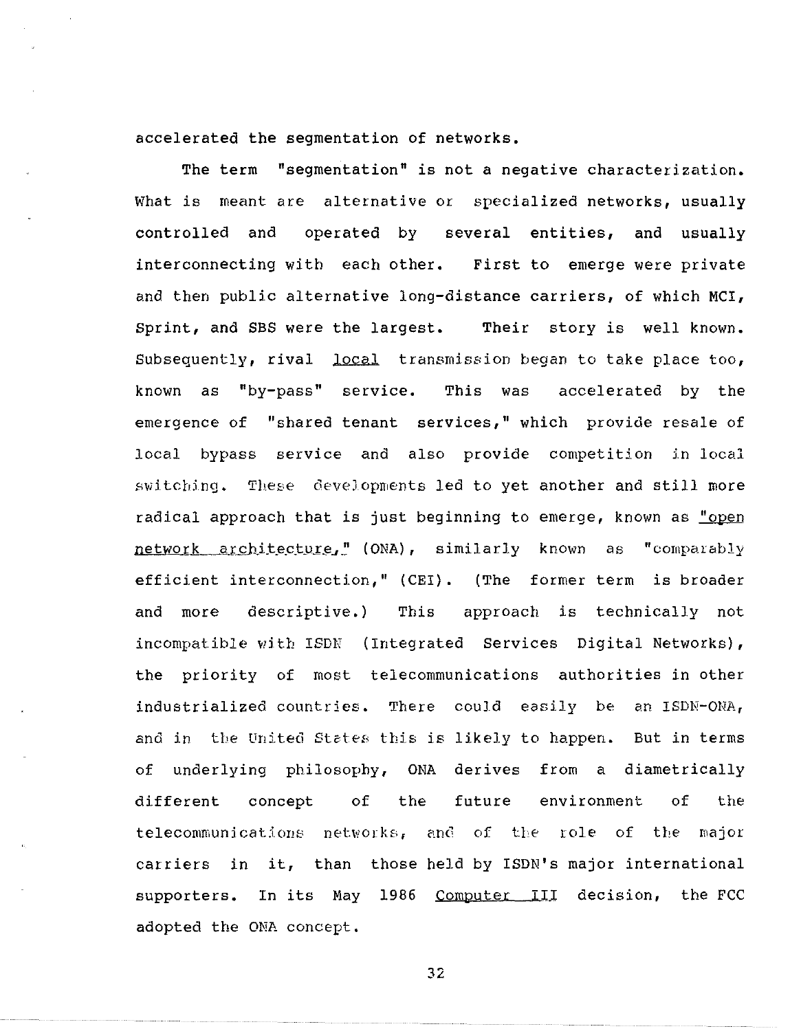accelerated the segmentation of networks.

The term "segmentation" is not a negative characterization. What is meant are alternative or specialized networks, usually controlled and operated by several entities, and usually interconnecting with each other. First to emerge were private and then public alternative long-distance carriers, of which MCI, Sprint, and SBS were the largest. Their story is well known. Subsequently, rival _local_ transmission began to take place too, known as "by-pass" service. This was accelerated by the emergence of "shared tenant services," which provide resale of local bypass service and also provide competition in local switching. These developments led to yet another and still more radical approach that is just beginning to emerge, known as _"open network architecture,"_ (ONA), similarly known as "comparably efficient interconnection," (CEI). (The former term is broader and more descriptive.) This approach is technically not incompatible with ISDN (Integrated Services Digital Networks), the priority of most telecommunications authorities in other industrialized countries. There could easily be an ISDN-ONA, and in the United States this is likely to happen. But in terms of underlying philosophy, ONA derives from a diametrically different concept of the future environment of the telecommunications networks, and of the role of the major carriers in it, than those held by ISDN's major international supporters. In its May 1986 _Computer III_ decision, the FCC adopted the ONA concept.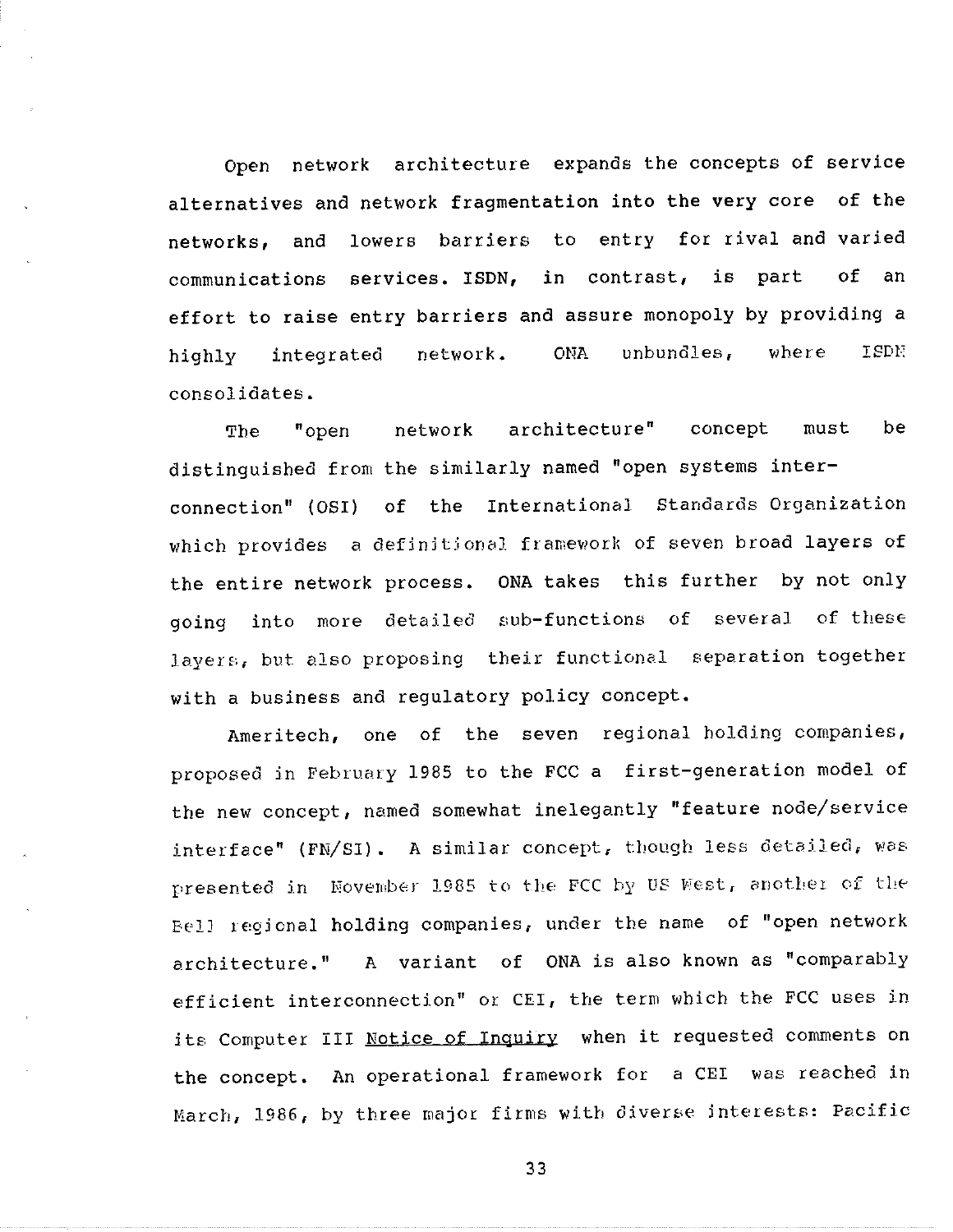Open network architecture expands the concepts of service alternatives and network fragmentation into the very core of the networks, and lowers barriers to entry for rival and varied communications services. ISDN, in contrast, is part of an effort to raise entry barriers and assure monopoly by providing a highly integrated network. ONA unbundles, where ISDN consolidates.

The "open network architecture" concept must be distinguished from the similarly named "open systems inter-connection" (OSI) of the International Standards Organization which provides a definitional framework of seven broad layers of the entire network process. ONA takes this further by not only going into more detailed sub-functions of several of these layers, but also proposing their functional separation together with a business and regulatory policy concept.

Ameritech, one of the seven regional holding companies, proposed in February 1985 to the FCC a first-generation model of the new concept, named somewhat inelegantly "feature node/service interface" (FN/SI). A similar concept, though less detailed, was presented in November 1985 to the FCC by US West, another of the Bell regional holding companies, under the name of "open network architecture." A variant of ONA is also known as "comparably efficient interconnection" or CEI, the term which the FCC uses in its Computer III Notice of Inquiry when it requested comments on the concept. An operational framework for a CEI was reached in March, 1986, by three major firms with diverse interests: Pacific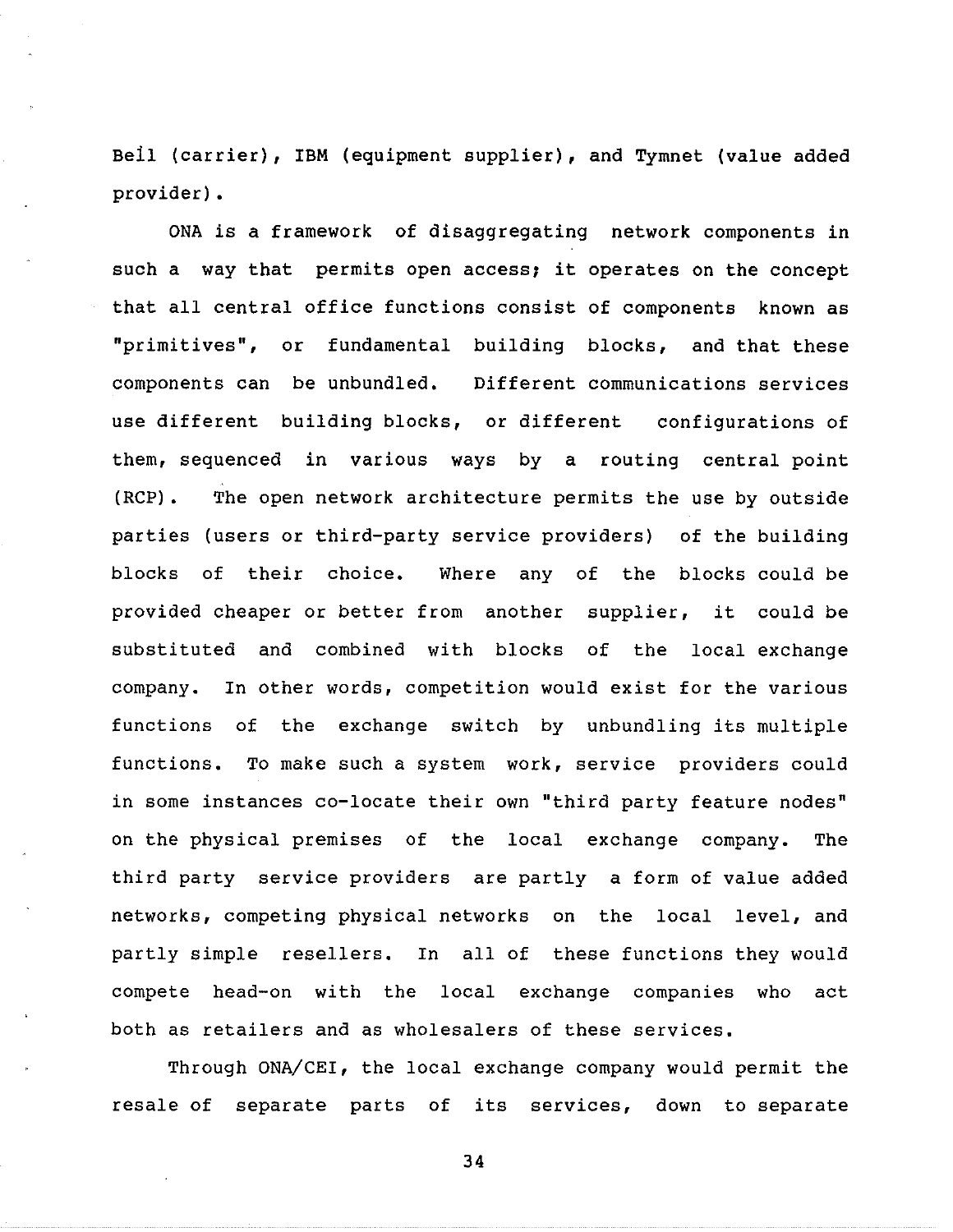Bell (carrier), IBM (equipment supplier), and Tymnet (value added provider).

ONA is a framework of disaggregating network components in such a way that permits open access; it operates on the concept that all central office functions consist of components known as "primitives", or fundamental building blocks, and that these components can be unbundled. Different communications services use different building blocks, or different configurations of them, sequenced in various ways by a routing central point (RCP). The open network architecture permits the use by outside parties (users or third-party service providers) of the building blocks of their choice. Where any of the blocks could be provided cheaper or better from another supplier, it could be substituted and combined with blocks of the local exchange company. In other words, competition would exist for the various functions of the exchange switch by unbundling its multiple functions. To make such a system work, service providers could in some instances co-locate their own "third party feature nodes" on the physical premises of the local exchange company. The third party service providers are partly a form of value added networks, competing physical networks on the local level, and partly simple resellers. In all of these functions they would compete head-on with the local exchange companies who act both as retailers and as wholesalers of these services.

Through ONA/CEI, the local exchange company would permit the resale of separate parts of its services, down to separate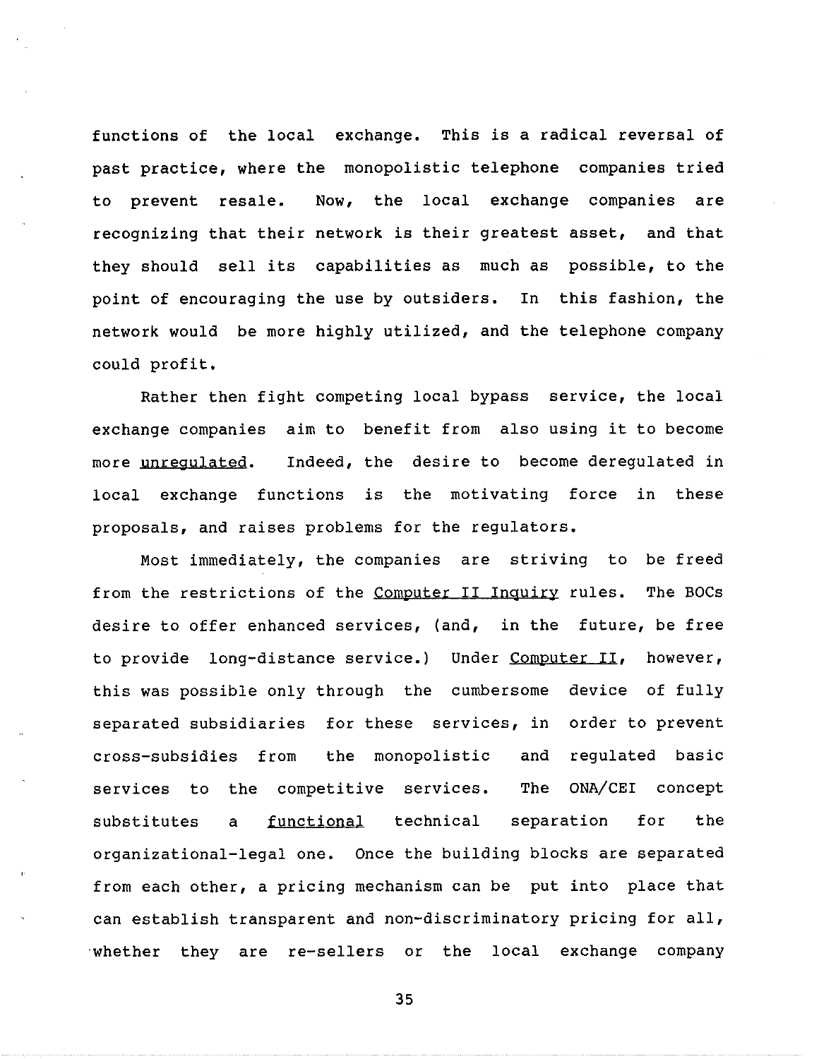functions of the local exchange. This is a radical reversal of past practice, where the monopolistic telephone companies tried to prevent resale. Now, the local exchange companies are recognizing that their network is their greatest asset, and that they should sell its capabilities as much as possible, to the point of encouraging the use by outsiders. In this fashion, the network would be more highly utilized, and the telephone company could profit.

Rather then fight competing local bypass service, the local exchange companies aim to benefit from also using it to become more _unregulated_. Indeed, the desire to become deregulated in local exchange functions is the motivating force in these proposals, and raises problems for the regulators.

Most immediately, the companies are striving to be freed from the restrictions of the _Computer II Inquiry_ rules. The BOCs desire to offer enhanced services, (and, in the future, be free to provide long-distance service.) Under _Computer II_, however, this was possible only through the cumbersome device of fully separated subsidiaries for these services, in order to prevent cross-subsidies from the monopolistic and regulated basic services to the competitive services. The ONA/CEI concept substitutes a _functional_ technical separation for the organizational-legal one. Once the building blocks are separated from each other, a pricing mechanism can be put into place that can establish transparent and non-discriminatory pricing for all, whether they are re-sellers or the local exchange company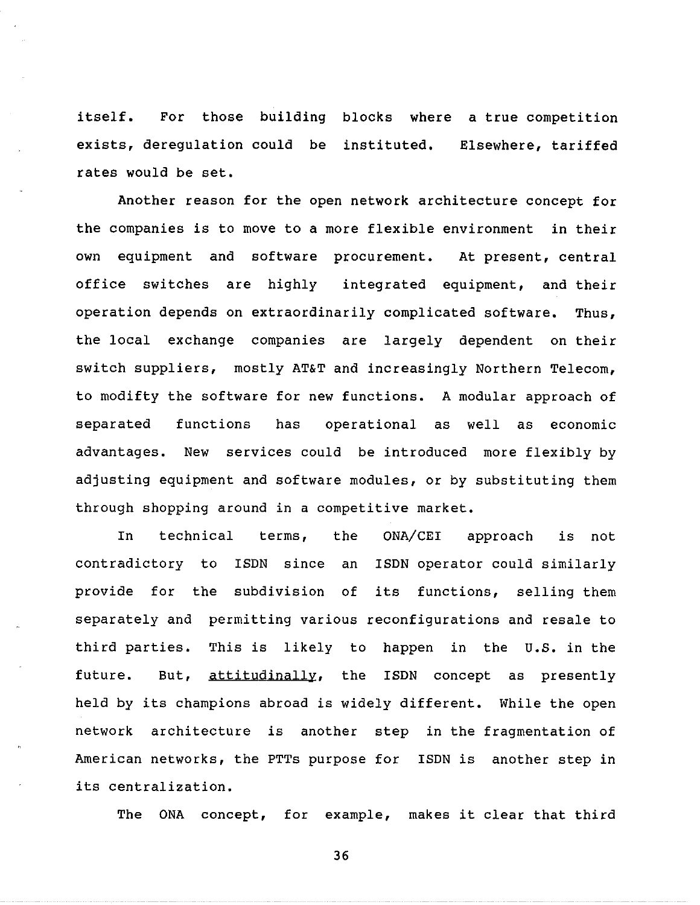itself. For those building blocks where a true competition exists, deregulation could be instituted. Elsewhere, tariffed rates would be set.

Another reason for the open network architecture concept for the companies is to move to a more flexible environment in their own equipment and software procurement. At present, central office switches are highly integrated equipment, and their operation depends on extraordinarily complicated software. Thus, the local exchange companies are largely dependent on their switch suppliers, mostly AT&T and increasingly Northern Telecom, to modifty the software for new functions. A modular approach of separated functions has operational as well as economic advantages. New services could be introduced more flexibly by adjusting equipment and software modules, or by substituting them through shopping around in a competitive market.

In technical terms, the ONA/CEI approach is not contradictory to ISDN since an ISDN operator could similarly provide for the subdivision of its functions, selling them separately and permitting various reconfigurations and resale to third parties. This is likely to happen in the U.S. in the future. But, <u>attitudinally</u>, the ISDN concept as presently held by its champions abroad is widely different. While the open network architecture is another step in the fragmentation of American networks, the PTTs purpose for ISDN is another step in its centralization.

The ONA concept, for example, makes it clear that third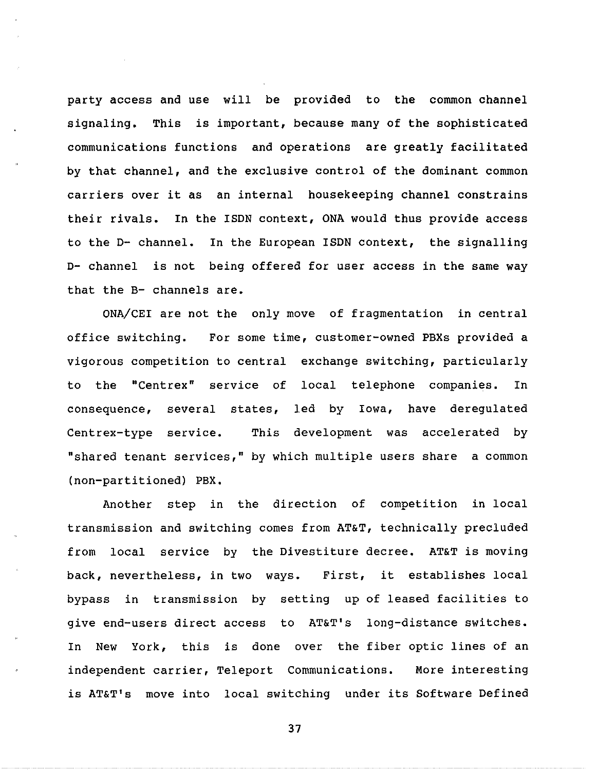party access and use will be provided to the common channel signaling. This is important, because many of the sophisticated communications functions and operations are greatly facilitated by that channel, and the exclusive control of the dominant common carriers over it as an internal housekeeping channel constrains their rivals. In the ISDN context, ONA would thus provide access to the D- channel. In the European ISDN context, the signalling D- channel is not being offered for user access in the same way that the B- channels are.

ONA/CEI are not the only move of fragmentation in central office switching. For some time, customer-owned PBXs provided a vigorous competition to central exchange switching, particularly to the "Centrex" service of local telephone companies. In consequence, several states, led by Iowa, have deregulated Centrex-type service. This development was accelerated by "shared tenant services," by which multiple users share a common (non-partitioned) PBX.

Another step in the direction of competition in local transmission and switching comes from AT&T, technically precluded from local service by the Divestiture decree. AT&T is moving back, nevertheless, in two ways. First, it establishes local bypass in transmission by setting up of leased facilities to give end-users direct access to AT&T's long-distance switches. In New York, this is done over the fiber optic lines of an independent carrier, Teleport Communications. More interesting is AT&T's move into local switching under its Software Defined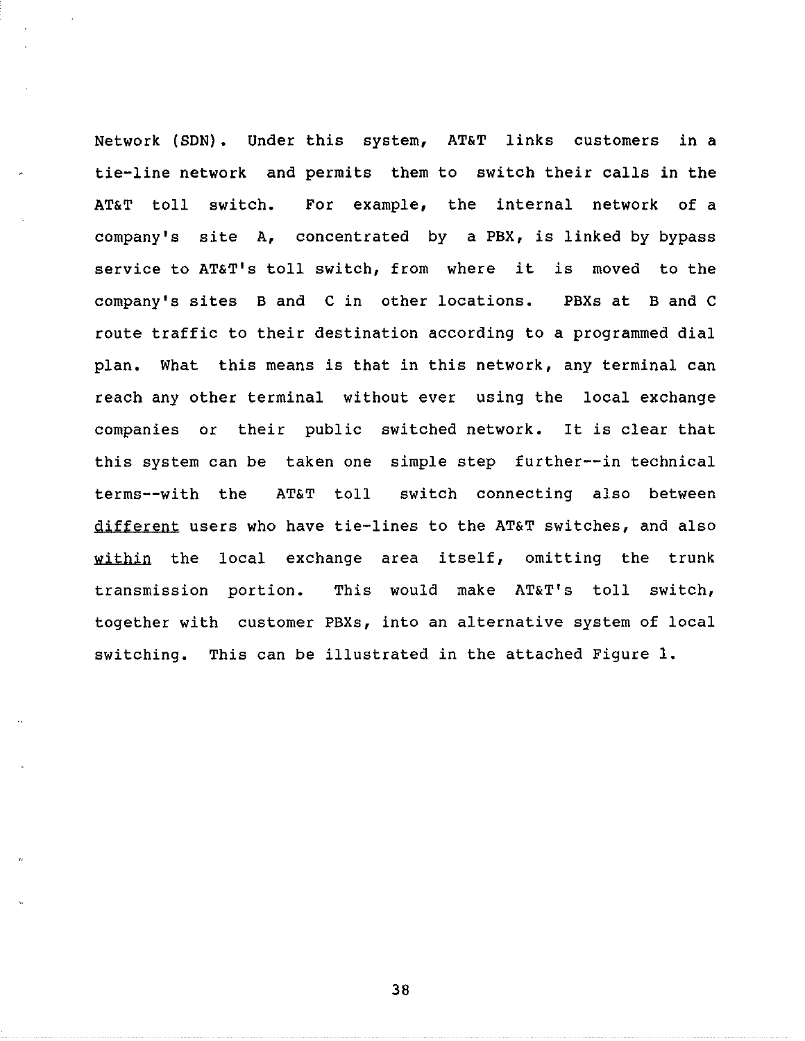Network (SDN). Under this system, AT&T links customers in a tie-line network and permits them to switch their calls in the AT&T toll switch. For example, the internal network of a company's site A, concentrated by a PBX, is linked by bypass service to AT&T's toll switch, from where it is moved to the company's sites B and C in other locations. PBXs at B and C route traffic to their destination according to a programmed dial plan. What this means is that in this network, any terminal can reach any other terminal without ever using the local exchange companies or their public switched network. It is clear that this system can be taken one simple step further--in technical terms--with the AT&T toll switch connecting also between <u>different</u> users who have tie-lines to the AT&T switches, and also <u>within</u> the local exchange area itself, omitting the trunk transmission portion. This would make AT&T's toll switch, together with customer PBXs, into an alternative system of local switching. This can be illustrated in the attached Figure 1.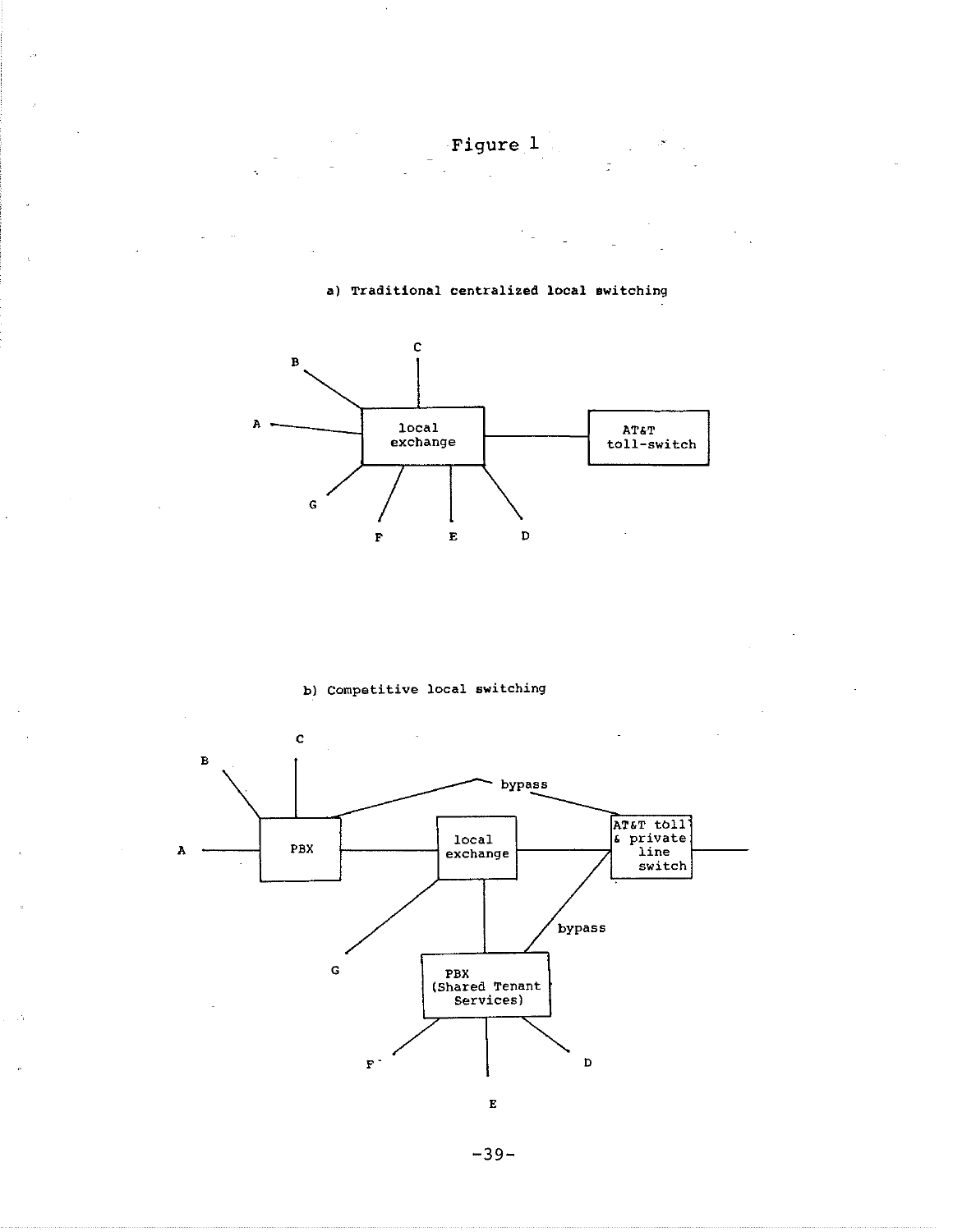# Figure 1

a) Traditional centralized local switching

b) Competitive local switching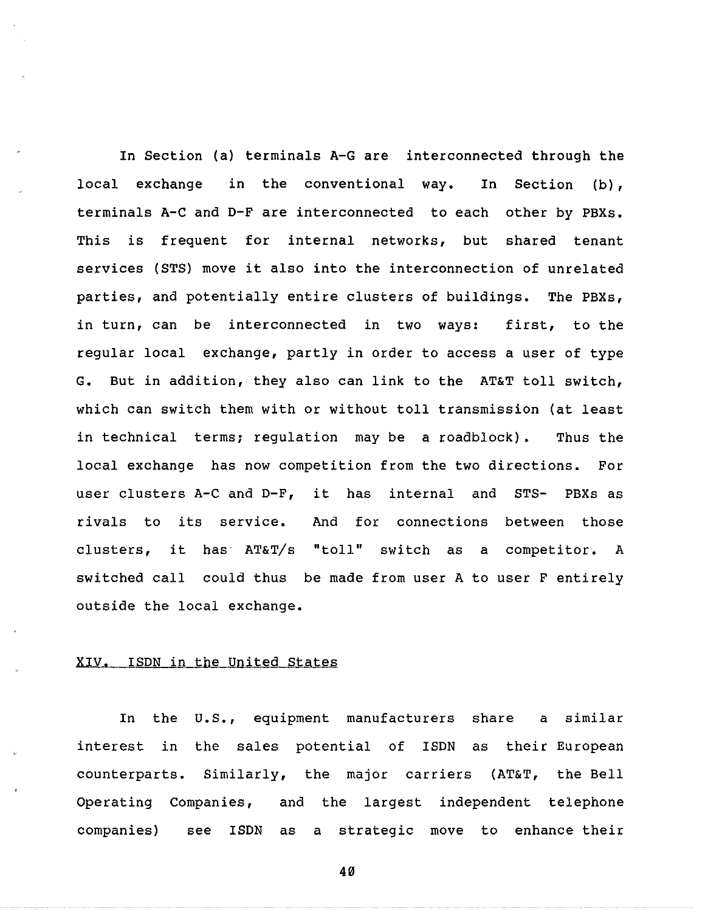In Section (a) terminals A-G are interconnected through the local exchange in the conventional way. In Section (b), terminals A-C and D-F are interconnected to each other by PBXs. This is frequent for internal networks, but shared tenant services (STS) move it also into the interconnection of unrelated parties, and potentially entire clusters of buildings. The PBXs, in turn, can be interconnected in two ways: first, to the regular local exchange, partly in order to access a user of type G. But in addition, they also can link to the AT&T toll switch, which can switch them with or without toll transmission (at least in technical terms; regulation may be a roadblock). Thus the local exchange has now competition from the two directions. For user clusters A-C and D-F, it has internal and STS- PBXs as rivals to its service. And for connections between those clusters, it has AT&T/s "toll" switch as a competitor. A switched call could thus be made from user A to user F entirely outside the local exchange.

## XIV. ISDN in the United States

In the U.S., equipment manufacturers share a similar interest in the sales potential of ISDN as their European counterparts. Similarly, the major carriers (AT&T, the Bell Operating Companies, and the largest independent telephone companies) see ISDN as a strategic move to enhance their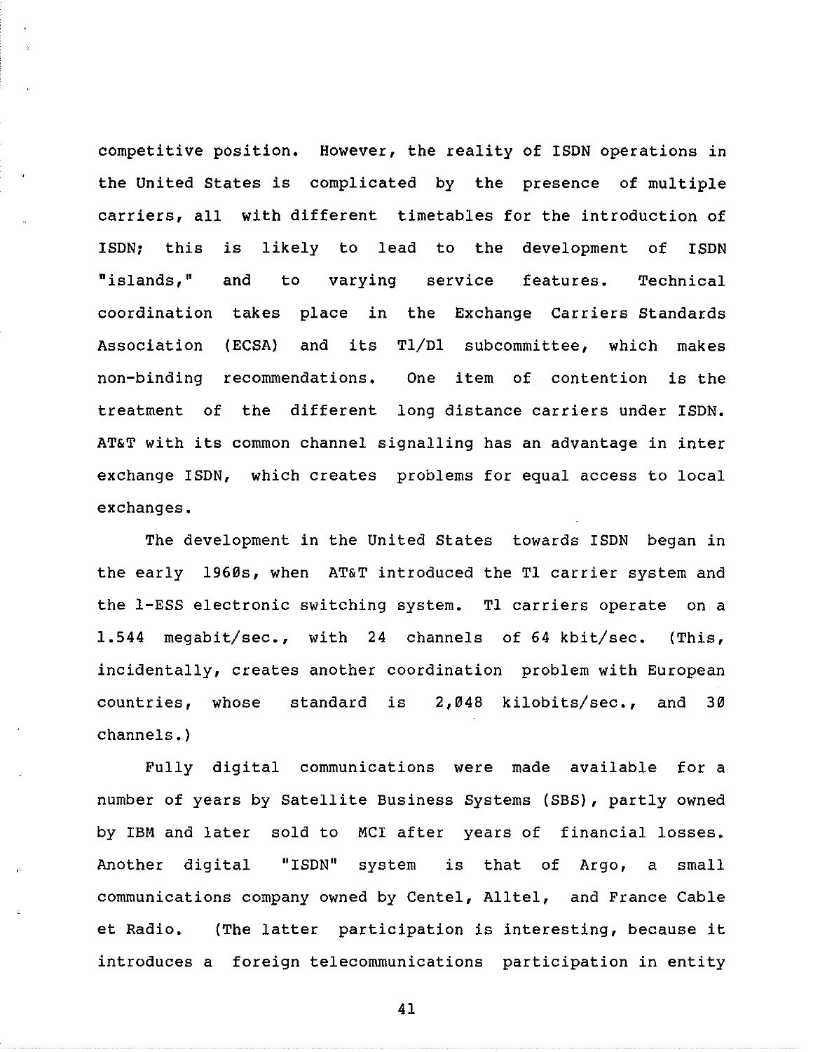competitive position. However, the reality of ISDN operations in the United States is complicated by the presence of multiple carriers, all with different timetables for the introduction of ISDN; this is likely to lead to the development of ISDN "islands," and to varying service features. Technical coordination takes place in the Exchange Carriers Standards Association (ECSA) and its T1/D1 subcommittee, which makes non-binding recommendations. One item of contention is the treatment of the different long distance carriers under ISDN. AT&T with its common channel signalling has an advantage in inter exchange ISDN, which creates problems for equal access to local exchanges.

The development in the United States towards ISDN began in the early 1960s, when AT&T introduced the T1 carrier system and the 1-ESS electronic switching system. T1 carriers operate on a 1.544 megabit/sec., with 24 channels of 64 kbit/sec. (This, incidentally, creates another coordination problem with European countries, whose standard is 2,048 kilobits/sec., and 30 channels.)

Fully digital communications were made available for a number of years by Satellite Business Systems (SBS), partly owned by IBM and later sold to MCI after years of financial losses. Another digital "ISDN" system is that of Argo, a small communications company owned by Centel, Alltel, and France Cable et Radio. (The latter participation is interesting, because it introduces a foreign telecommunications participation in entity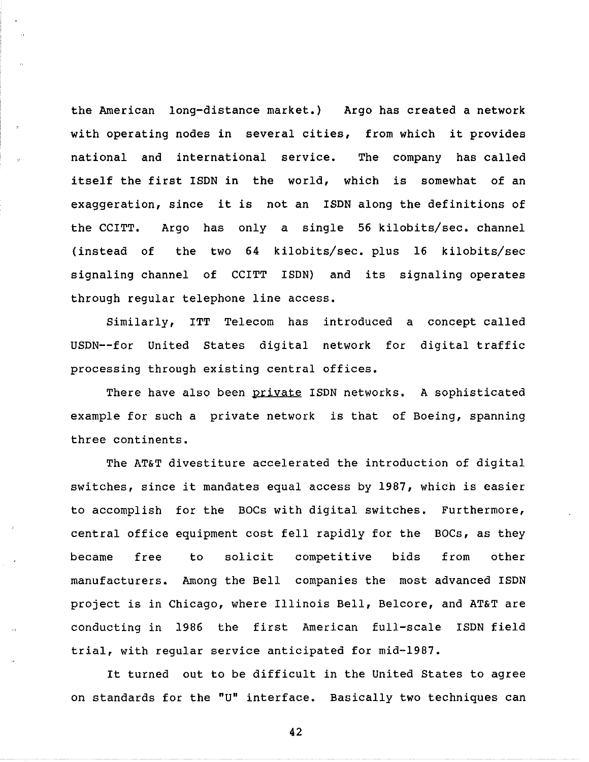the American long-distance market.) Argo has created a network with operating nodes in several cities, from which it provides national and international service. The company has called itself the first ISDN in the world, which is somewhat of an exaggeration, since it is not an ISDN along the definitions of the CCITT. Argo has only a single 56 kilobits/sec. channel (instead of the two 64 kilobits/sec. plus 16 kilobits/sec signaling channel of CCITT ISDN) and its signaling operates through regular telephone line access.

Similarly, ITT Telecom has introduced a concept called USDN--for United States digital network for digital traffic processing through existing central offices.

There have also been <u>private</u> ISDN networks. A sophisticated example for such a private network is that of Boeing, spanning three continents.

The AT&T divestiture accelerated the introduction of digital switches, since it mandates equal access by 1987, which is easier to accomplish for the BOCs with digital switches. Furthermore, central office equipment cost fell rapidly for the BOCs, as they became free to solicit competitive bids from other manufacturers. Among the Bell companies the most advanced ISDN project is in Chicago, where Illinois Bell, Belcore, and AT&T are conducting in 1986 the first American full-scale ISDN field trial, with regular service anticipated for mid-1987.

It turned out to be difficult in the United States to agree on standards for the "U" interface. Basically two techniques can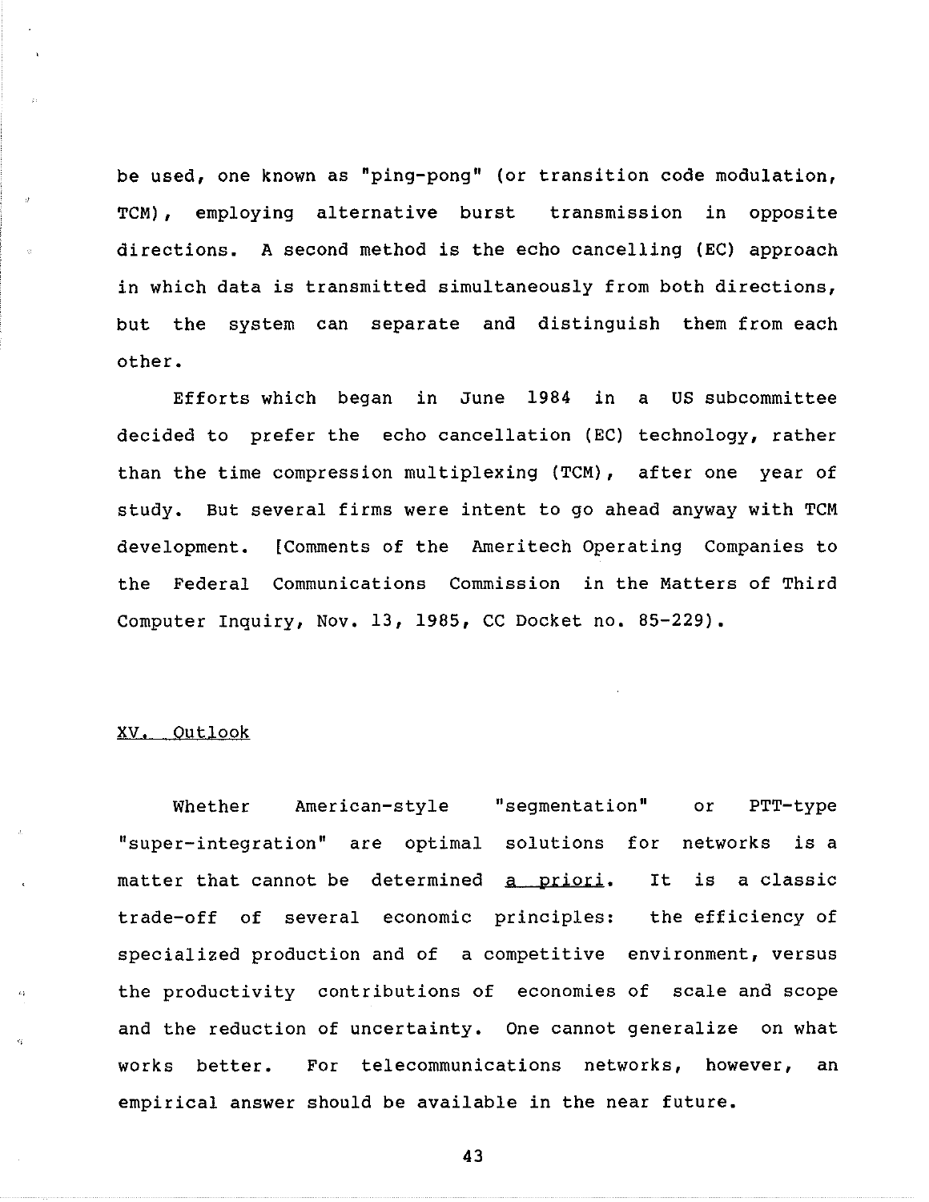be used, one known as "ping-pong" (or transition code modulation, TCM), employing alternative burst transmission in opposite directions. A second method is the echo cancelling (EC) approach in which data is transmitted simultaneously from both directions, but the system can separate and distinguish them from each other.

Efforts which began in June 1984 in a US subcommittee decided to prefer the echo cancellation (EC) technology, rather than the time compression multiplexing (TCM), after one year of study. But several firms were intent to go ahead anyway with TCM development. [Comments of the Ameritech Operating Companies to the Federal Communications Commission in the Matters of Third Computer Inquiry, Nov. 13, 1985, CC Docket no. 85-229).

## XV. Outlook

Whether American-style "segmentation" or PTT-type "super-integration" are optimal solutions for networks is a matter that cannot be determined a priori. It is a classic trade-off of several economic principles: the efficiency of specialized production and of a competitive environment, versus the productivity contributions of economies of scale and scope and the reduction of uncertainty. One cannot generalize on what works better. For telecommunications networks, however, an empirical answer should be available in the near future.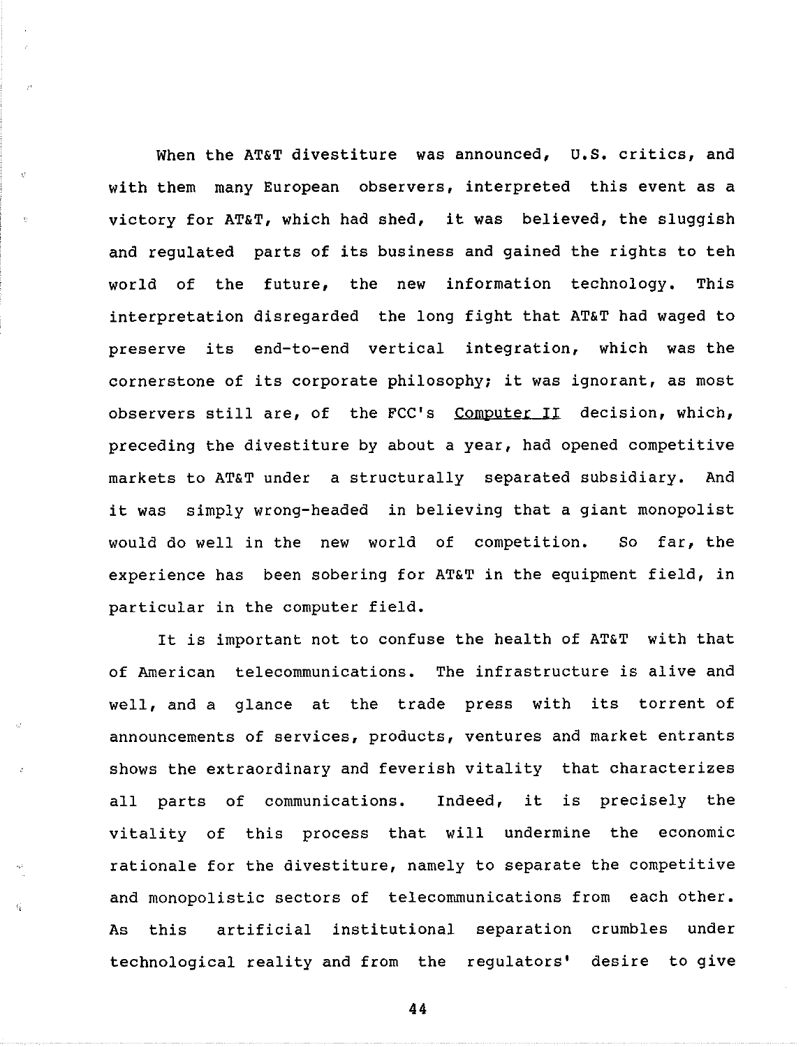When the AT&T divestiture was announced, U.S. critics, and with them many European observers, interpreted this event as a victory for AT&T, which had shed, it was believed, the sluggish and regulated parts of its business and gained the rights to teh world of the future, the new information technology. This interpretation disregarded the long fight that AT&T had waged to preserve its end-to-end vertical integration, which was the cornerstone of its corporate philosophy; it was ignorant, as most observers still are, of the FCC's Computer II decision, which, preceding the divestiture by about a year, had opened competitive markets to AT&T under a structurally separated subsidiary. And it was simply wrong-headed in believing that a giant monopolist would do well in the new world of competition. So far, the experience has been sobering for AT&T in the equipment field, in particular in the computer field.

It is important not to confuse the health of AT&T with that of American telecommunications. The infrastructure is alive and well, and a glance at the trade press with its torrent of announcements of services, products, ventures and market entrants shows the extraordinary and feverish vitality that characterizes all parts of communications. Indeed, it is precisely the vitality of this process that will undermine the economic rationale for the divestiture, namely to separate the competitive and monopolistic sectors of telecommunications from each other. As this artificial institutional separation crumbles under technological reality and from the regulators' desire to give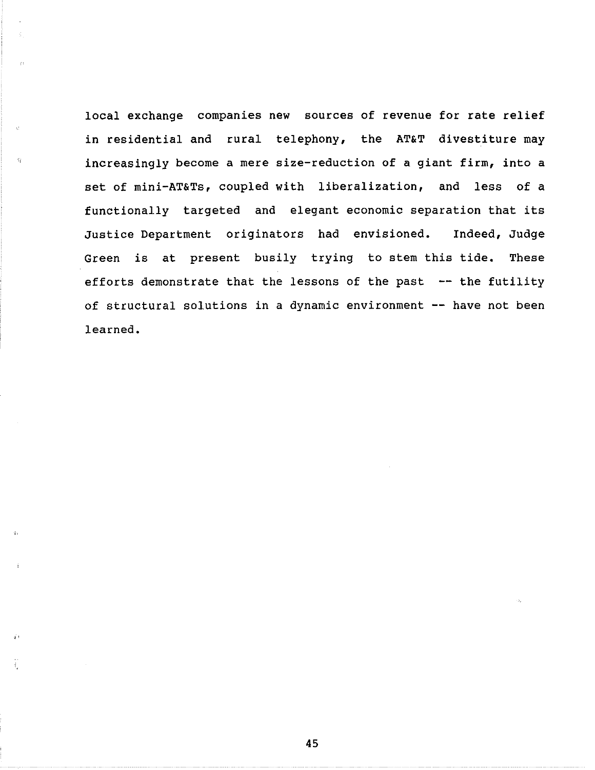local exchange companies new sources of revenue for rate relief in residential and rural telephony, the AT&T divestiture may increasingly become a mere size-reduction of a giant firm, into a set of mini-AT&Ts, coupled with liberalization, and less of a functionally targeted and elegant economic separation that its Justice Department originators had envisioned. Indeed, Judge Green is at present busily trying to stem this tide. These efforts demonstrate that the lessons of the past -- the futility of structural solutions in a dynamic environment -- have not been learned.